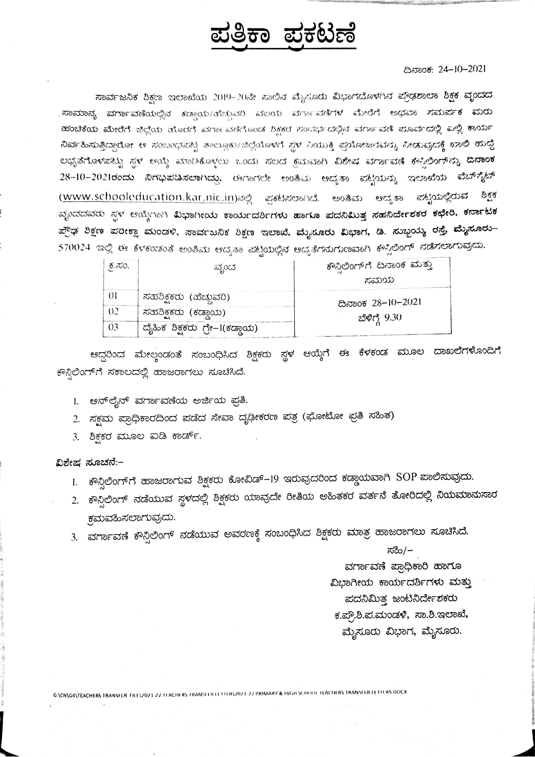# ಪತ್ರಿಕಾ ಪ್ರಕಟಣೆ

ದಿನಾಂಕ: 24-10-2021

ಸಾರ್ವಜನಿಕ ಶಿಕ್ಷಣ ಇಲಾಖೆಯ 2019-20ನೇ ಸಾಲಿನ ಮೈಸೂರು ವಿಭಾಗದೊಳಗಿನ ಪ್ರೌಢಶಾಲಾ ಶಿಕ್ಷಕ ವೃಂದದ ಸಾಮಾನ್ಯ ವರ್ಗಾವಣೆಯಲ್ಲಿನ ಕಡ್ಡಾಯ/ಹೆಚ್ಚುವರಿ ವಲಯ ವರ್ಗಾವಣೆಗಳ ಮೇರೆಗೆ ಅಥವಾ ಸಮರ್ಪಕ ಮರು ಹಂಚಿಕೆಯ ಮೇರೆಗೆ ಜಿಲ್ಲೆಯ ಹೊರಗೆ ವರ್ಗಾವಣೆಗೊಂಡ ಶಿಕ್ಷಕರ ಸಂದರ್ಭದಲ್ಲಿನ ವರ್ಗಾವಣೆ ಪೂರ್ವದಲ್ಲಿ ಎಲ್ಲಿ ಕಾರ್ಯ ನಿರ್ವಹಿಸುತ್ತಿದ್ದಾರೋ ಆ ಸಂಬಂಧಪಟ್ಟ ತಾಲ್ಲೂಕು/ಜಿಲ್ಲೆಯೊಳಗೆ ಸ್ಥಳ ನಿಯುಕ್ತಿ ಪ್ರಯೋಜನವನ್ನು ನೀಡುವುದಕ್ಕೆ ಖಾಲಿ ಹುದ್ದೆ ಲಭ್ಯತೆಗೊಳಪಟ್ಟು ಸ್ಥಳ ಆಯ್ಕೆ ಮಾಡಿಕೊಳ್ಳಲು ಒಂದು ಸಲದ ಕ್ರಮವಾಗಿ **ವಿಶೇಷ ವರ್ಗಾವಣೆ ಕೌನ್ಸಿಲಿಂಗ್‌ನ್ನು ದಿನಾಂಕ 28-10-2021ರಂದು** ನಿಗಧಿಪಡಿಸಲಾಗಿದ್ದು, ಈಗಾಗಲೇ ಅಂತಿಮ ಆದ್ಯತಾ ಪಟ್ಟಿಯನ್ನು ಇಲಾಖೆಯ ವೆಬ್‌ಸೈಟ್ (www.schooleducation.kar.nic.in)ನಲ್ಲಿ ಪ್ರಕಟಿಸಲಾಗಿದೆ. ಅಂತಿಮ ಆದ್ಯತಾ ಪಟ್ಟಿಯಲ್ಲಿರುವ ಶಿಕ್ಷಕ ವೃಂದದವರು ಸ್ಥಳ ಆಯ್ಕೆಗಾಗಿ **ವಿಭಾಗೀಯ ಕಾರ್ಯದರ್ಶಿಗಳು ಹಾಗೂ ಪದನಿಮಿತ್ತ ಸಹನಿರ್ದೇಶಕರ ಕಛೇರಿ, ಕರ್ನಾಟಕ ಪ್ರೌಢ ಶಿಕ್ಷಣ ಪರೀಕ್ಷಾ ಮಂಡಳಿ, ಸಾರ್ವಜನಿಕ ಶಿಕ್ಷಣ ಇಲಾಖೆ, ಮೈಸೂರು ವಿಭಾಗ, ಡಿ. ಸುಬ್ಬಯ್ಯ ರಸ್ತೆ, ಮೈಸೂರು-** 570024 ಇಲ್ಲಿ ಈ ಕೆಳಕಂಡಂತೆ ಅಂತಿಮ ಆದ್ಯತಾ ಪಟ್ಟಿಯಲ್ಲಿನ ಆದ್ಯತೆಗನುಗುಣವಾಗಿ ಕೌನ್ಸಿಲಿಂಗ್ ನಡೆಸಲಾಗುವುದು.

| ಕ್ರ.ಸಂ. | ವೃಂದ | ಕೌನ್ಸಿಲಿಂಗ್‌ಗೆ ದಿನಾಂಕ ಮತ್ತು ಸಮಯ |
|---|---|---|
| 01 | ಸಹಶಿಕ್ಷಕರು (ಹೆಚ್ಚುವರಿ) | ದಿನಾಂಕ 28-10-2021 ಬೆಳಿಗ್ಗೆ 9.30 |
| 02 | ಸಹಶಿಕ್ಷಕರು (ಕಡ್ಡಾಯ) | |
| 03 | ದೈಹಿಕ ಶಿಕ್ಷಕರು ಗ್ರೇ-1(ಕಡ್ಡಾಯ) | |

ಆದ್ದರಿಂದ ಮೇಲ್ಕಂಡಂತೆ ಸಂಬಂಧಿಸಿದ ಶಿಕ್ಷಕರು ಸ್ಥಳ ಆಯ್ಕೆಗೆ ಈ ಕೆಳಕಂಡ ಮೂಲ ದಾಖಲೆಗಳೊಂದಿಗೆ ಕೌನ್ಸಿಲಿಂಗ್‌ಗೆ ಸಕಾಲದಲ್ಲಿ ಹಾಜರಾಗಲು ಸೂಚಿಸಿದೆ.

1. ಆನ್‌ಲೈನ್ ವರ್ಗಾವಣೆಯ ಅರ್ಜಿಯ ಪ್ರತಿ.
2. ಸಕ್ಷಮ ಪ್ರಾಧಿಕಾರದಿಂದ ಪಡೆದ ಸೇವಾ ದೃಢೀಕರಣ ಪತ್ರ (ಫೋಟೋ ಪ್ರತಿ ಸಹಿತ)
3. ಶಿಕ್ಷಕರ ಮೂಲ ಐಡಿ ಕಾರ್ಡ್.

**ವಿಶೇಷ ಸೂಚನೆ:-**

1. ಕೌನ್ಸಿಲಿಂಗ್‌ಗೆ ಹಾಜರಾಗುವ ಶಿಕ್ಷಕರು ಕೋವಿಡ್-19 ಇರುವುದರಿಂದ ಕಡ್ಡಾಯವಾಗಿ SOP ಪಾಲಿಸುವುದು.
2. ಕೌನ್ಸಿಲಿಂಗ್ ನಡೆಯುವ ಸ್ಥಳದಲ್ಲಿ ಶಿಕ್ಷಕರು ಯಾವುದೇ ರೀತಿಯ ಅಹಿತಕರ ವರ್ತನೆ ತೋರಿದಲ್ಲಿ ನಿಯಮಾನುಸಾರ ಕ್ರಮವಹಿಸಲಾಗುವುದು.
3. ವರ್ಗಾವಣೆ ಕೌನ್ಸಿಲಿಂಗ್ ನಡೆಯುವ ಆವರಣಕ್ಕೆ ಸಂಬಂಧಿಸಿದ ಶಿಕ್ಷಕರು ಮಾತ್ರ ಹಾಜರಾಗಲು ಸೂಚಿಸಿದೆ.

ಸಹಿ/-

ವರ್ಗಾವಣೆ ಪ್ರಾಧಿಕಾರಿ ಹಾಗೂ
ವಿಭಾಗೀಯ ಕಾರ್ಯದರ್ಶಿಗಳು ಮತ್ತು
ಪದನಿಮಿತ್ತ ಜಂಟಿನಿರ್ದೇಶಕರು
ಕ.ಪ್ರೌ.ಶಿ.ಪ.ಮಂಡಳಿ, ಸಾ.ಶಿ.ಇಲಾಖೆ,
ಮೈಸೂರು ವಿಭಾಗ, ಮೈಸೂರು.

G:\CN\G4\TEACHERS TRANSFER FILE\2021-22 TEACHERS TRANSFER LETTER\2021-22 PRIMARY & HIGH SCHOOL TEACHERS TRANSFER LETTERS.DOCX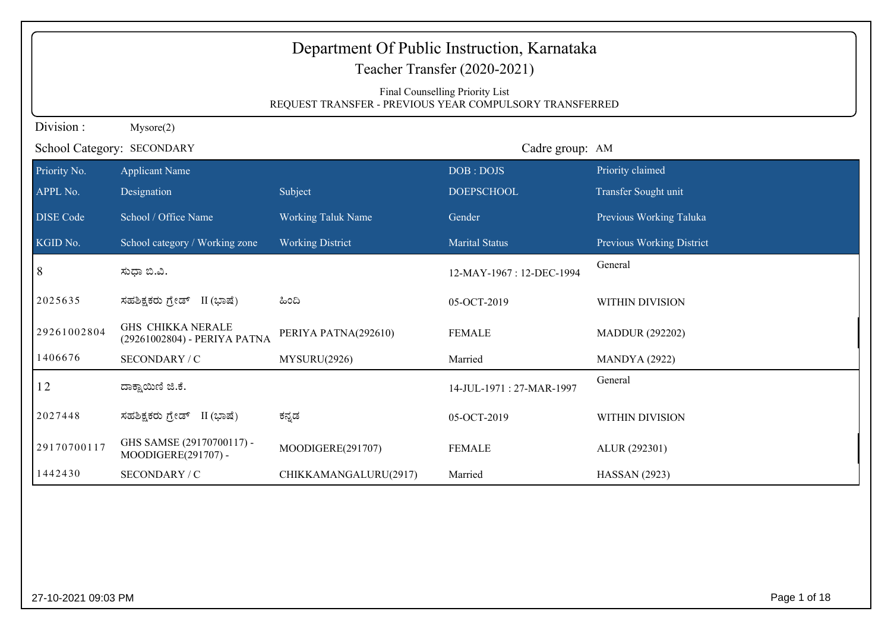# Department Of Public Instruction, Karnataka

Teacher Transfer (2020-2021)

Final Counselling Priority List

REQUEST TRANSFER - PREVIOUS YEAR COMPULSORY TRANSFERRED

Division : Mysore(2)

School Category: SECONDARY

Cadre group: AM

| Priority No. / APPL No. / DISE Code / KGID No. | Applicant Name / Designation / School / Office Name / School category / Working zone | Subject / Working Taluk Name / Working District | DOB : DOJS / DOEPSCHOOL / Gender / Marital Status | Priority claimed / Transfer Sought unit / Previous Working Taluka / Previous Working District |
|---|---|---|---|---|
| 8 | ಸುಧಾ ಬಿ.ವಿ. | | 12-MAY-1967 : 12-DEC-1994 | General |
| 2025635 | ಸಹಶಿಕ್ಷಕರು ಗ್ರೇಡ್ II (ಭಾಷೆ) | ಹಿಂದಿ | 05-OCT-2019 | WITHIN DIVISION |
| 29261002804 | GHS CHIKKA NERALE (29261002804) - PERIYA PATNA | PERIYA PATNA(292610) | FEMALE | MADDUR (292202) |
| 1406676 | SECONDARY / C | MYSURU(2926) | Married | MANDYA (2922) |
| 12 | ದಾಕ್ಷಾಯಿಣಿ ಜಿ.ಕೆ. | | 14-JUL-1971 : 27-MAR-1997 | General |
| 2027448 | ಸಹಶಿಕ್ಷಕರು ಗ್ರೇಡ್ II (ಭಾಷೆ) | ಕನ್ನಡ | 05-OCT-2019 | WITHIN DIVISION |
| 29170700117 | GHS SAMSE (29170700117) - MOODIGERE(291707) - | MOODIGERE(291707) | FEMALE | ALUR (292301) |
| 1442430 | SECONDARY / C | CHIKKAMANGALURU(2917) | Married | HASSAN (2923) |

27-10-2021 09:03 PM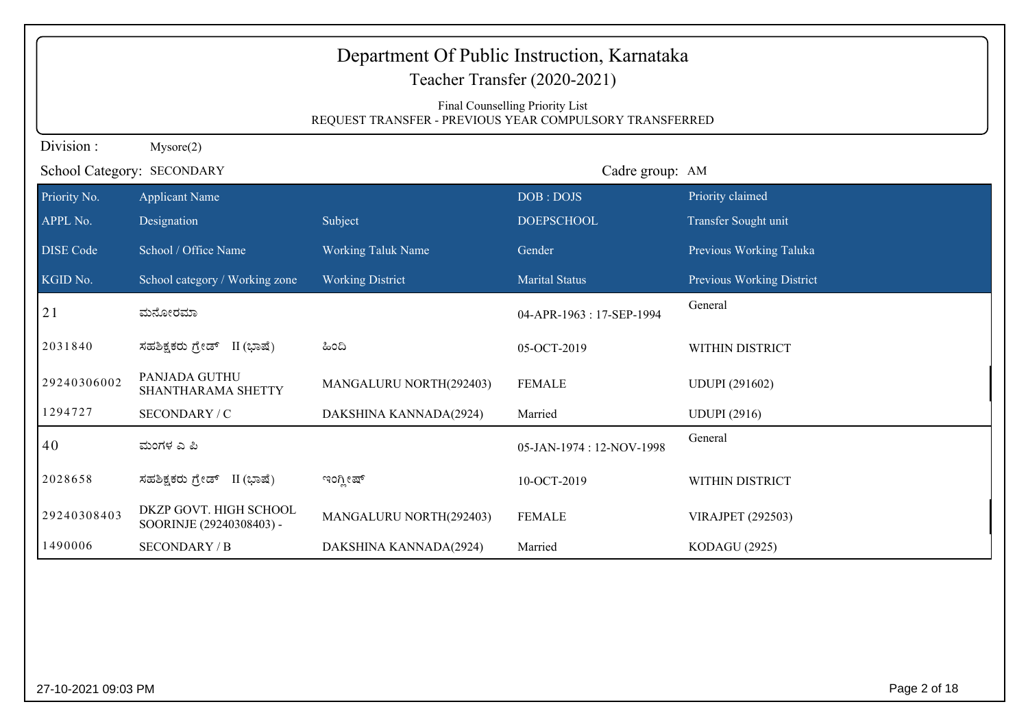# Department Of Public Instruction, Karnataka

## Teacher Transfer (2020-2021)

Final Counselling Priority List

REQUEST TRANSFER - PREVIOUS YEAR COMPULSORY TRANSFERRED

Division : Mysore(2)

School Category: SECONDARY

Cadre group: AM

| Priority No. | Applicant Name | | DOB : DOJS | Priority claimed |
|---|---|---|---|---|
| APPL No. | Designation | Subject | DOEPSCHOOL | Transfer Sought unit |
| DISE Code | School / Office Name | Working Taluk Name | Gender | Previous Working Taluka |
| KGID No. | School category / Working zone | Working District | Marital Status | Previous Working District |
| 21 | ಮನೋರಮಾ | | 04-APR-1963 : 17-SEP-1994 | General |
| 2031840 | ಸಹಶಿಕ್ಷಕರು ಗ್ರೇಡ್ II (ಭಾಷೆ) | ಹಿಂದಿ | 05-OCT-2019 | WITHIN DISTRICT |
| 29240306002 | PANJADA GUTHU SHANTHARAMA SHETTY | MANGALURU NORTH(292403) | FEMALE | UDUPI (291602) |
| 1294727 | SECONDARY / C | DAKSHINA KANNADA(2924) | Married | UDUPI (2916) |
| 40 | ಮಂಗಳ ಎ ಪಿ | | 05-JAN-1974 : 12-NOV-1998 | General |
| 2028658 | ಸಹಶಿಕ್ಷಕರು ಗ್ರೇಡ್ II (ಭಾಷೆ) | ಇಂಗ್ಲೀಷ್ | 10-OCT-2019 | WITHIN DISTRICT |
| 29240308403 | DKZP GOVT. HIGH SCHOOL SOORINJE (29240308403) - | MANGALURU NORTH(292403) | FEMALE | VIRAJPET (292503) |
| 1490006 | SECONDARY / B | DAKSHINA KANNADA(2924) | Married | KODAGU (2925) |

27-10-2021 09:03 PM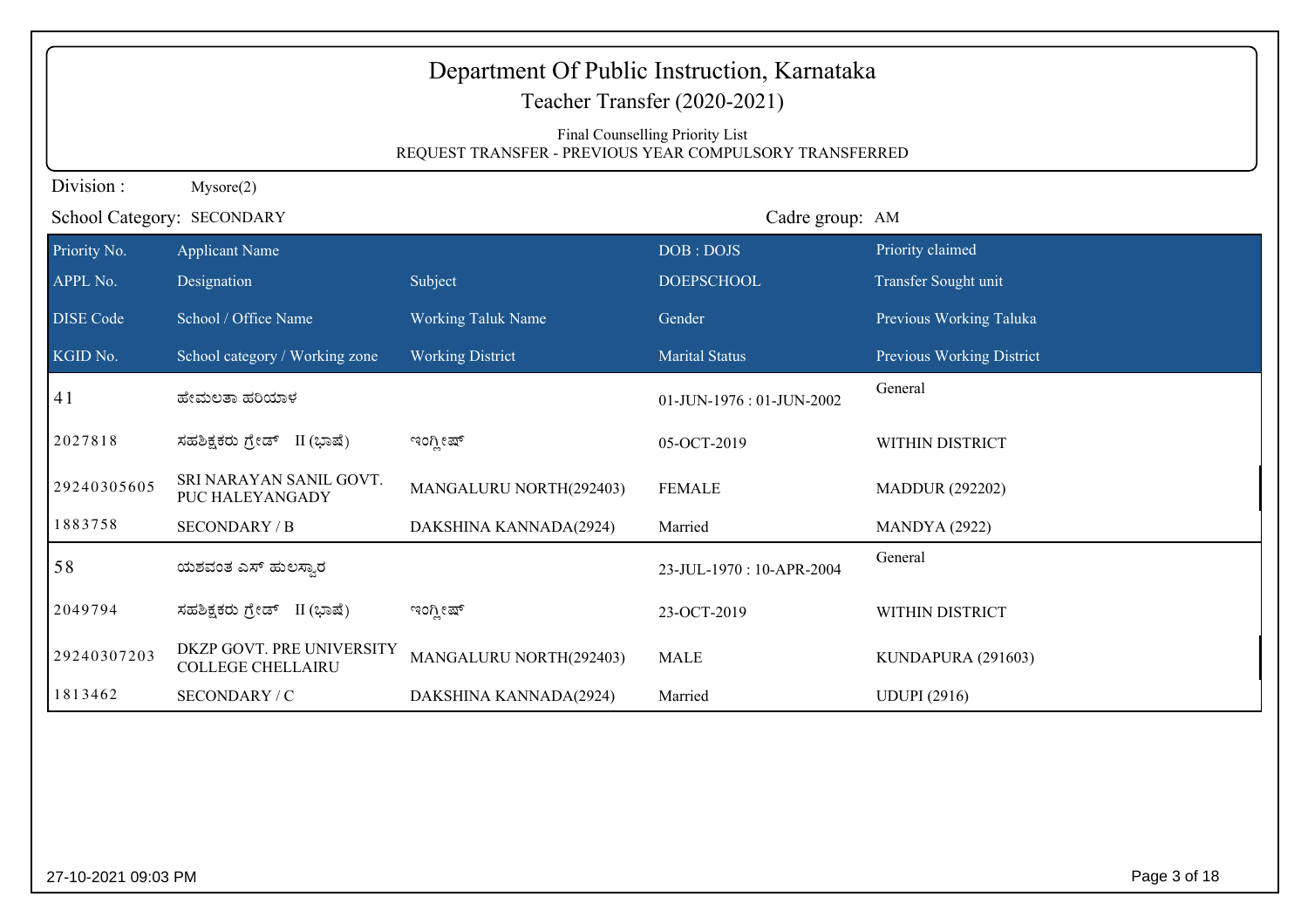# Department Of Public Instruction, Karnataka

## Teacher Transfer (2020-2021)

Final Counselling Priority List

REQUEST TRANSFER - PREVIOUS YEAR COMPULSORY TRANSFERRED

Division : Mysore(2)

School Category: SECONDARY

Cadre group: AM

| Priority No. | Applicant Name | | DOB : DOJS | Priority claimed |
|---|---|---|---|---|
| **APPL No.** | **Designation** | **Subject** | **DOEPSCHOOL** | **Transfer Sought unit** |
| **DISE Code** | **School / Office Name** | **Working Taluk Name** | **Gender** | **Previous Working Taluka** |
| **KGID No.** | **School category / Working zone** | **Working District** | **Marital Status** | **Previous Working District** |
| 41 | ಹೇಮಲತಾ ಹರಿಯಾಳ | | 01-JUN-1976 : 01-JUN-2002 | General |
| 2027818 | ಸಹಶಿಕ್ಷಕರು ಗ್ರೇಡ್ II (ಭಾಷೆ) | ಇಂಗ್ಲೀಷ್ | 05-OCT-2019 | WITHIN DISTRICT |
| 29240305605 | SRI NARAYAN SANIL GOVT. PUC HALEYANGADY | MANGALURU NORTH(292403) | FEMALE | MADDUR (292202) |
| 1883758 | SECONDARY / B | DAKSHINA KANNADA(2924) | Married | MANDYA (2922) |
| 58 | ಯಶವಂತ ಎಸ್ ಹುಲಸ್ವಾರ | | 23-JUL-1970 : 10-APR-2004 | General |
| 2049794 | ಸಹಶಿಕ್ಷಕರು ಗ್ರೇಡ್ II (ಭಾಷೆ) | ಇಂಗ್ಲೀಷ್ | 23-OCT-2019 | WITHIN DISTRICT |
| 29240307203 | DKZP GOVT. PRE UNIVERSITY COLLEGE CHELLAIRU | MANGALURU NORTH(292403) | MALE | KUNDAPURA (291603) |
| 1813462 | SECONDARY / C | DAKSHINA KANNADA(2924) | Married | UDUPI (2916) |

27-10-2021 09:03 PM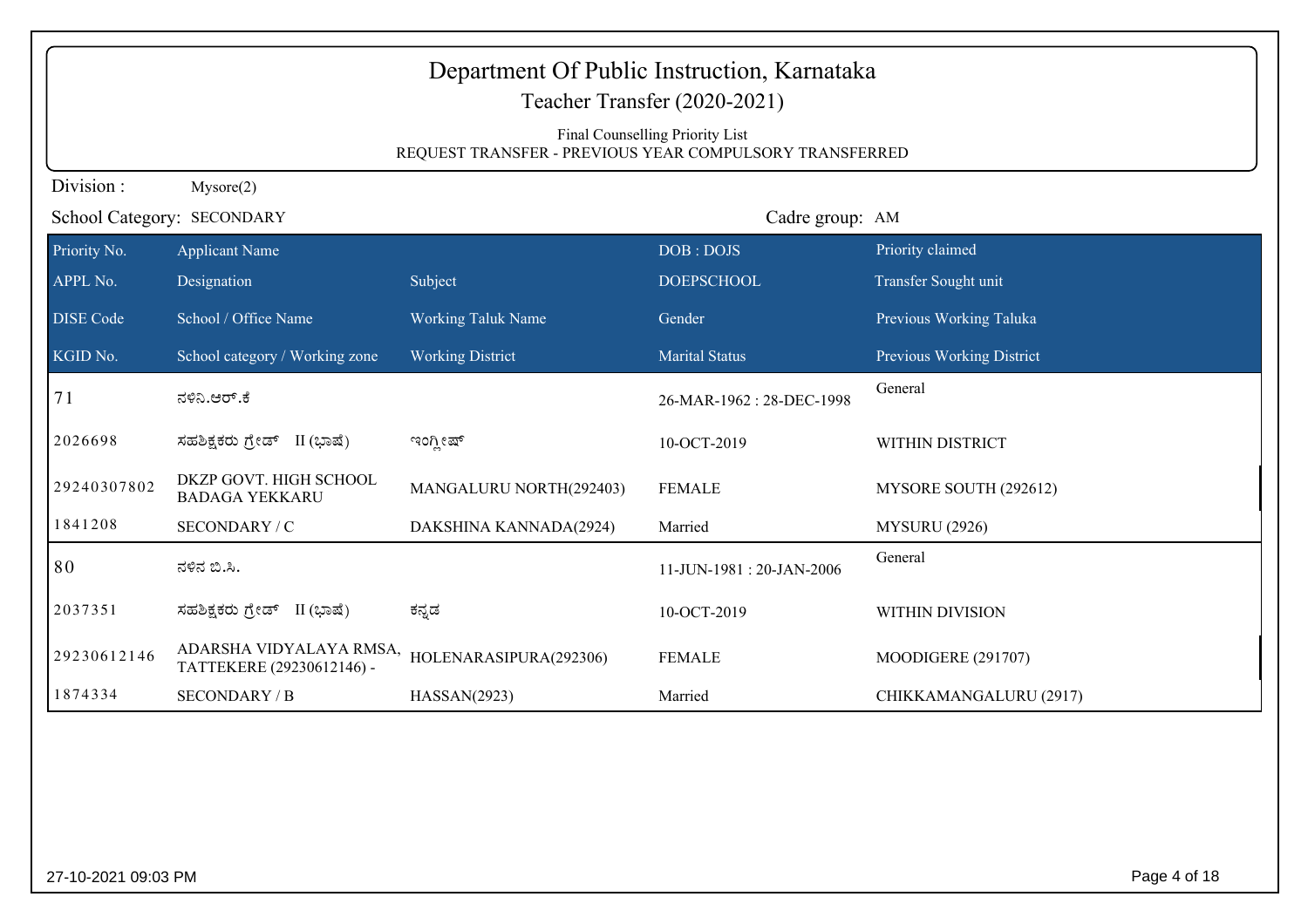# Department Of Public Instruction, Karnataka

## Teacher Transfer (2020-2021)

Final Counselling Priority List

REQUEST TRANSFER - PREVIOUS YEAR COMPULSORY TRANSFERRED

Division : Mysore(2)

School Category: SECONDARY

Cadre group: AM

| Priority No. | Applicant Name | | DOB : DOJS | Priority claimed |
|---|---|---|---|---|
| APPL No. | Designation | Subject | DOEPSCHOOL | Transfer Sought unit |
| DISE Code | School / Office Name | Working Taluk Name | Gender | Previous Working Taluka |
| KGID No. | School category / Working zone | Working District | Marital Status | Previous Working District |
| 71 | ನಳಿನಿ.ಆರ್.ಕೆ | | 26-MAR-1962 : 28-DEC-1998 | General |
| 2026698 | ಸಹಶಿಕ್ಷಕರು ಗ್ರೇಡ್ II (ಭಾಷೆ) | ಇಂಗ್ಲೀಷ್ | 10-OCT-2019 | WITHIN DISTRICT |
| 29240307802 | DKZP GOVT. HIGH SCHOOL BADAGA YEKKARU | MANGALURU NORTH(292403) | FEMALE | MYSORE SOUTH (292612) |
| 1841208 | SECONDARY / C | DAKSHINA KANNADA(2924) | Married | MYSURU (2926) |
| 80 | ನಳಿನ ಬಿ.ಸಿ. | | 11-JUN-1981 : 20-JAN-2006 | General |
| 2037351 | ಸಹಶಿಕ್ಷಕರು ಗ್ರೇಡ್ II (ಭಾಷೆ) | ಕನ್ನಡ | 10-OCT-2019 | WITHIN DIVISION |
| 29230612146 | ADARSHA VIDYALAYA RMSA, TATTEKERE (29230612146) - | HOLENARASIPURA(292306) | FEMALE | MOODIGERE (291707) |
| 1874334 | SECONDARY / B | HASSAN(2923) | Married | CHIKKAMANGALURU (2917) |

27-10-2021 09:03 PM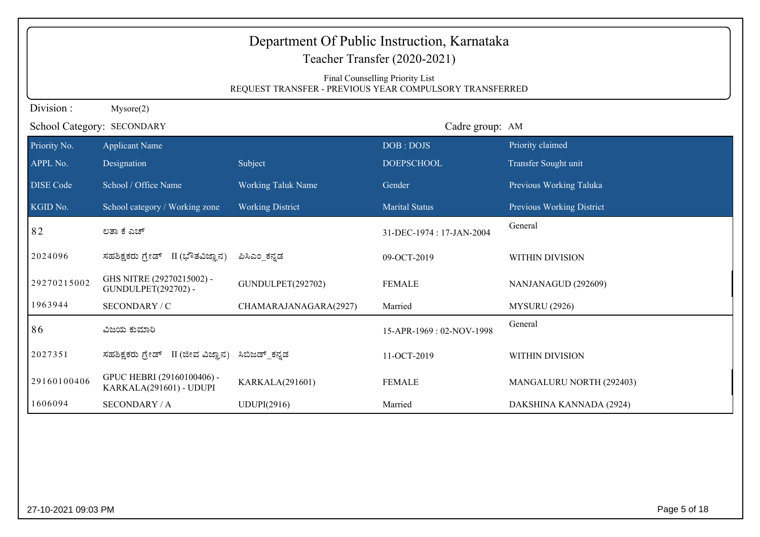# Department Of Public Instruction, Karnataka

## Teacher Transfer (2020-2021)

Final Counselling Priority List

REQUEST TRANSFER - PREVIOUS YEAR COMPULSORY TRANSFERRED

Division : Mysore(2)

School Category: SECONDARY

Cadre group: AM

| Priority No. | Applicant Name | | DOB : DOJS | Priority claimed |
|---|---|---|---|---|
| **APPL No.** | **Designation** | **Subject** | **DOEPSCHOOL** | **Transfer Sought unit** |
| **DISE Code** | **School / Office Name** | **Working Taluk Name** | **Gender** | **Previous Working Taluka** |
| **KGID No.** | **School category / Working zone** | **Working District** | **Marital Status** | **Previous Working District** |
| 82 | ಲತಾ ಕೆ ಎಚ್ | | 31-DEC-1974 : 17-JAN-2004 | General |
| 2024096 | ಸಹಶಿಕ್ಷಕರು ಗ್ರೇಡ್ II (ಭೌತವಿಜ್ಞಾನ) | ಪಿಸಿಎಂ_ಕನ್ನಡ | 09-OCT-2019 | WITHIN DIVISION |
| 29270215002 | GHS NITRE (29270215002) - GUNDULPET(292702) - | GUNDULPET(292702) | FEMALE | NANJANAGUD (292609) |
| 1963944 | SECONDARY / C | CHAMARAJANAGARA(2927) | Married | MYSURU (2926) |
| 86 | ವಿಜಯ ಕುಮಾರಿ | | 15-APR-1969 : 02-NOV-1998 | General |
| 2027351 | ಸಹಶಿಕ್ಷಕರು ಗ್ರೇಡ್ II (ಜೀವ ವಿಜ್ಞಾನ) | ಸಿಬಿಜಡ್_ಕನ್ನಡ | 11-OCT-2019 | WITHIN DIVISION |
| 29160100406 | GPUC HEBRI (29160100406) - KARKALA(291601) - UDUPI | KARKALA(291601) | FEMALE | MANGALURU NORTH (292403) |
| 1606094 | SECONDARY / A | UDUPI(2916) | Married | DAKSHINA KANNADA (2924) |

27-10-2021 09:03 PM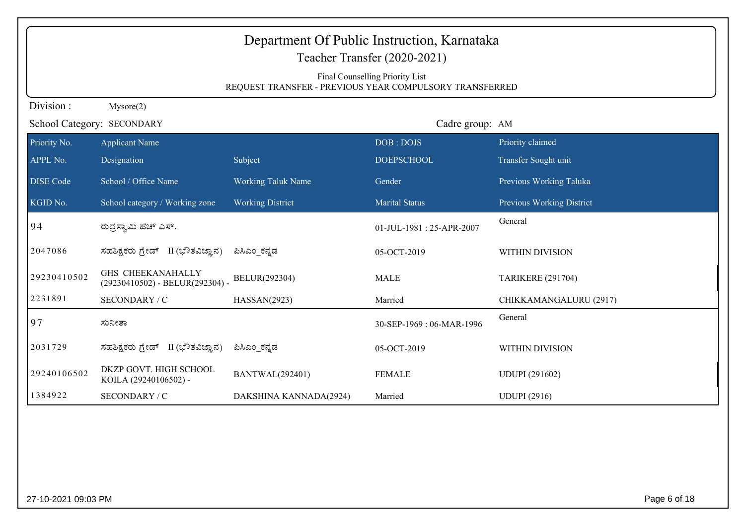# Department Of Public Instruction, Karnataka

## Teacher Transfer (2020-2021)

Final Counselling Priority List

REQUEST TRANSFER - PREVIOUS YEAR COMPULSORY TRANSFERRED

Division : Mysore(2)

School Category: SECONDARY

Cadre group: AM

| Priority No. / APPL No. / DISE Code / KGID No. | Applicant Name / Designation / School / Office Name / School category / Working zone | Subject / Working Taluk Name / Working District | DOB : DOJS / DOEPSCHOOL / Gender / Marital Status | Priority claimed / Transfer Sought unit / Previous Working Taluka / Previous Working District |
|---|---|---|---|---|
| 94 | ರುದ್ರಸ್ವಾಮಿ ಹೆಚ್ ಎಸ್. | | 01-JUL-1981 : 25-APR-2007 | General |
| 2047086 | ಸಹಶಿಕ್ಷಕರು ಗ್ರೇಡ್ II (ಭೌತವಿಜ್ಞಾನ) | ಪಿಸಿಎಂ_ಕನ್ನಡ | 05-OCT-2019 | WITHIN DIVISION |
| 29230410502 | GHS CHEEKANAHALLY (29230410502) - BELUR(292304) - | BELUR(292304) | MALE | TARIKERE (291704) |
| 2231891 | SECONDARY / C | HASSAN(2923) | Married | CHIKKAMANGALURU (2917) |
| 97 | ಸುನೀತಾ | | 30-SEP-1969 : 06-MAR-1996 | General |
| 2031729 | ಸಹಶಿಕ್ಷಕರು ಗ್ರೇಡ್ II (ಭೌತವಿಜ್ಞಾನ) | ಪಿಸಿಎಂ_ಕನ್ನಡ | 05-OCT-2019 | WITHIN DIVISION |
| 29240106502 | DKZP GOVT. HIGH SCHOOL KOILA (29240106502) - | BANTWAL(292401) | FEMALE | UDUPI (291602) |
| 1384922 | SECONDARY / C | DAKSHINA KANNADA(2924) | Married | UDUPI (2916) |

27-10-2021 09:03 PM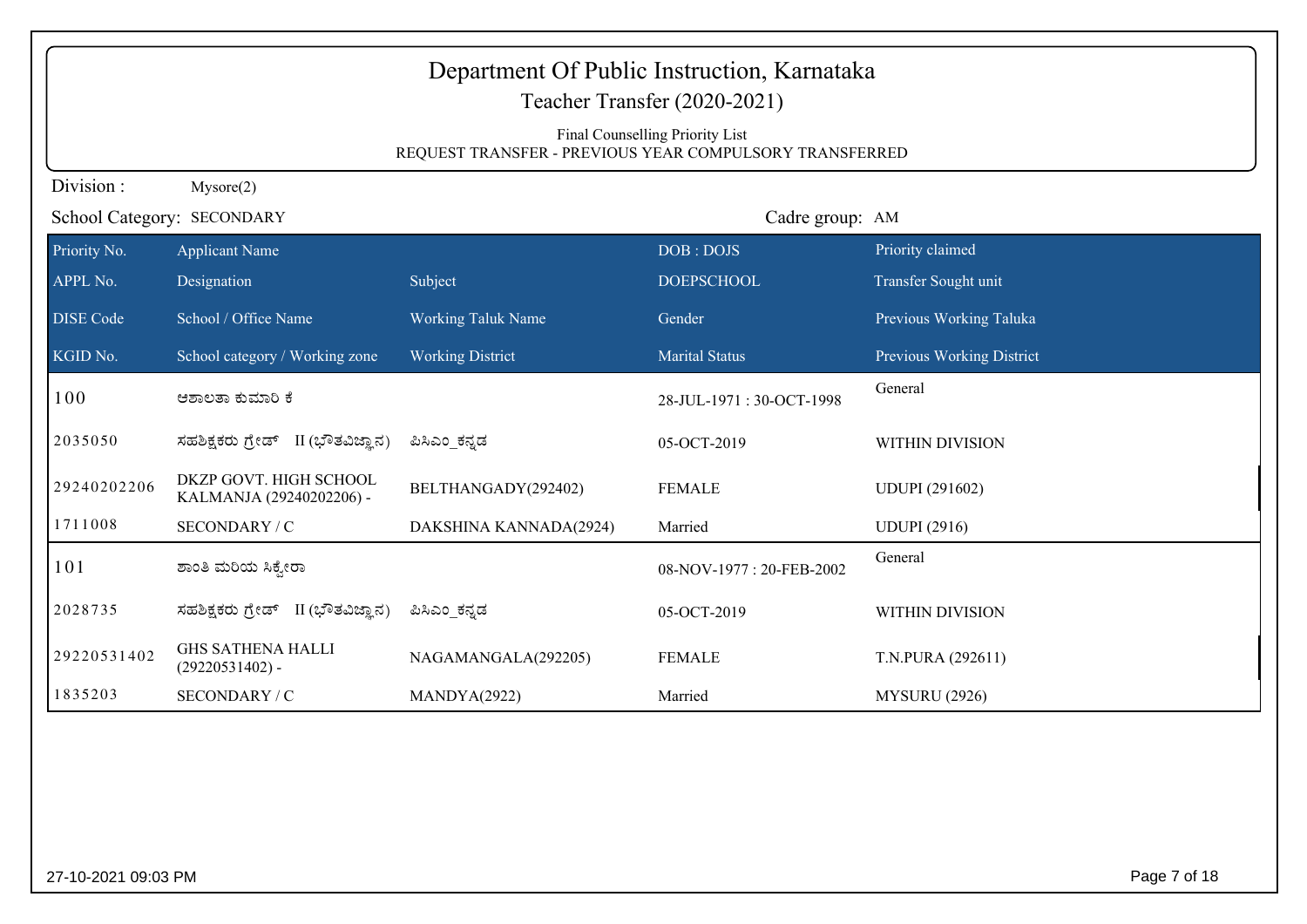# Department Of Public Instruction, Karnataka

## Teacher Transfer (2020-2021)

Final Counselling Priority List
REQUEST TRANSFER - PREVIOUS YEAR COMPULSORY TRANSFERRED

Division : Mysore(2)

School Category: SECONDARY

Cadre group: AM

| Priority No. | Applicant Name | | DOB : DOJS | Priority claimed |
|---|---|---|---|---|
| APPL No. | Designation | Subject | DOEPSCHOOL | Transfer Sought unit |
| DISE Code | School / Office Name | Working Taluk Name | Gender | Previous Working Taluka |
| KGID No. | School category / Working zone | Working District | Marital Status | Previous Working District |
| 100 | ಆಶಾಲತಾ ಕುಮಾರಿ ಕೆ | | 28-JUL-1971 : 30-OCT-1998 | General |
| 2035050 | ಸಹಶಿಕ್ಷಕರು ಗ್ರೇಡ್ II (ಭೌತವಿಜ್ಞಾನ) | ಪಿಸಿಎಂ_ಕನ್ನಡ | 05-OCT-2019 | WITHIN DIVISION |
| 29240202206 | DKZP GOVT. HIGH SCHOOL KALMANJA (29240202206) - | BELTHANGADY(292402) | FEMALE | UDUPI (291602) |
| 1711008 | SECONDARY / C | DAKSHINA KANNADA(2924) | Married | UDUPI (2916) |
| 101 | ಶಾಂತಿ ಮರಿಯ ಸಿಕ್ವೇರಾ | | 08-NOV-1977 : 20-FEB-2002 | General |
| 2028735 | ಸಹಶಿಕ್ಷಕರು ಗ್ರೇಡ್ II (ಭೌತವಿಜ್ಞಾನ) | ಪಿಸಿಎಂ_ಕನ್ನಡ | 05-OCT-2019 | WITHIN DIVISION |
| 29220531402 | GHS SATHENA HALLI (29220531402) - | NAGAMANGALA(292205) | FEMALE | T.N.PURA (292611) |
| 1835203 | SECONDARY / C | MANDYA(2922) | Married | MYSURU (2926) |

27-10-2021 09:03 PM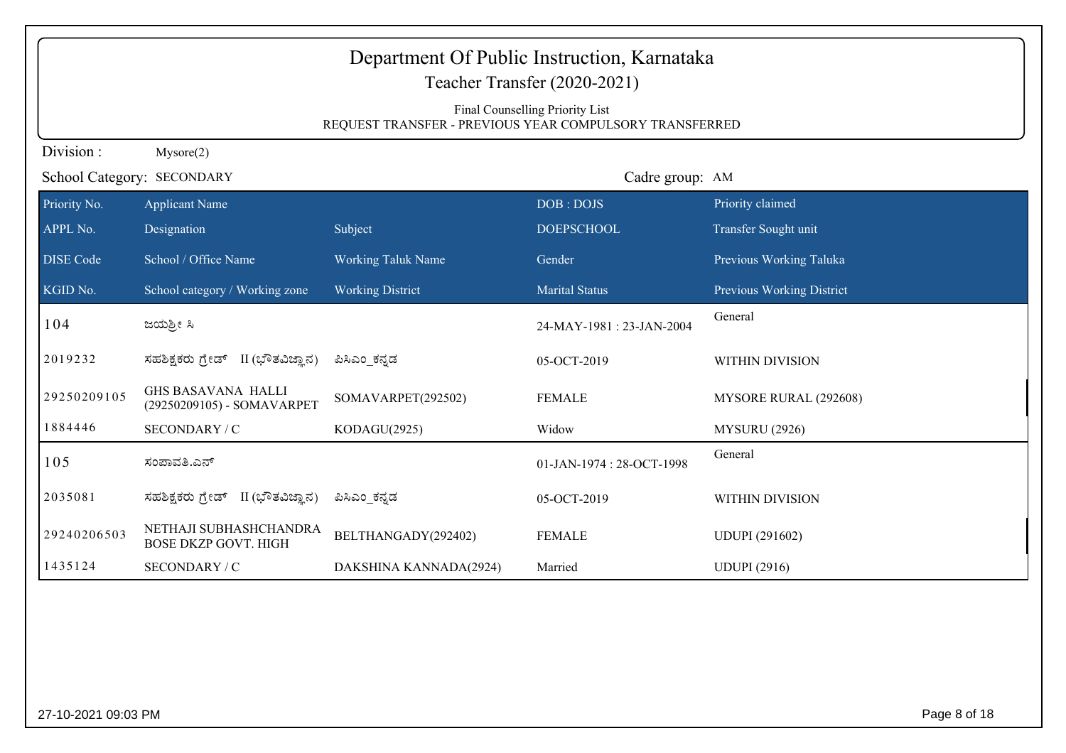# Department Of Public Instruction, Karnataka

## Teacher Transfer (2020-2021)

Final Counselling Priority List
REQUEST TRANSFER - PREVIOUS YEAR COMPULSORY TRANSFERRED

Division : Mysore(2)

School Category: SECONDARY

Cadre group: AM

| Priority No. / APPL No. / DISE Code / KGID No. | Applicant Name / Designation / School / Office Name / School category / Working zone | Subject / Working Taluk Name / Working District | DOB : DOJS / DOEPSCHOOL / Gender / Marital Status | Priority claimed / Transfer Sought unit / Previous Working Taluka / Previous Working District |
|---|---|---|---|---|
| 104 | ಜಯಶ್ರೀ ಸಿ | | 24-MAY-1981 : 23-JAN-2004 | General |
| 2019232 | ಸಹಶಿಕ್ಷಕರು ಗ್ರೇಡ್ II (ಭೌತವಿಜ್ಞಾನ) | ಪಿಸಿಎಂ_ಕನ್ನಡ | 05-OCT-2019 | WITHIN DIVISION |
| 29250209105 | GHS BASAVANA HALLI (29250209105) - SOMAVARPET | SOMAVARPET(292502) | FEMALE | MYSORE RURAL (292608) |
| 1884446 | SECONDARY / C | KODAGU(2925) | Widow | MYSURU (2926) |
| 105 | ಸಂಪಾವತಿ.ಎನ್ | | 01-JAN-1974 : 28-OCT-1998 | General |
| 2035081 | ಸಹಶಿಕ್ಷಕರು ಗ್ರೇಡ್ II (ಭೌತವಿಜ್ಞಾನ) | ಪಿಸಿಎಂ_ಕನ್ನಡ | 05-OCT-2019 | WITHIN DIVISION |
| 29240206503 | NETHAJI SUBHASHCHANDRA BOSE DKZP GOVT. HIGH | BELTHANGADY(292402) | FEMALE | UDUPI (291602) |
| 1435124 | SECONDARY / C | DAKSHINA KANNADA(2924) | Married | UDUPI (2916) |

27-10-2021 09:03 PM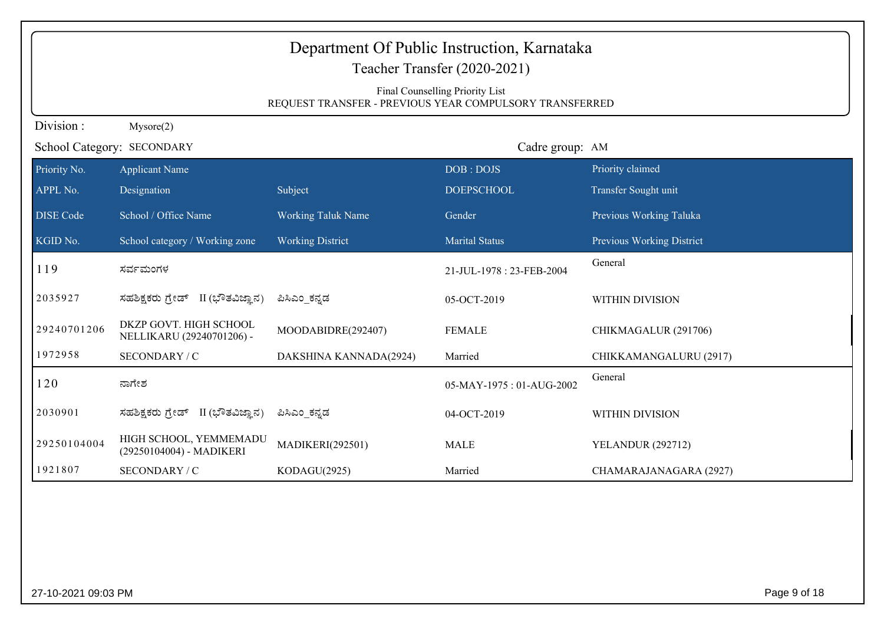# Department Of Public Instruction, Karnataka

## Teacher Transfer (2020-2021)

Final Counselling Priority List
REQUEST TRANSFER - PREVIOUS YEAR COMPULSORY TRANSFERRED

Division : Mysore(2)

School Category: SECONDARY

Cadre group: AM

| Priority No. | Applicant Name | | DOB : DOJS | Priority claimed |
|---|---|---|---|---|
| APPL No. | Designation | Subject | DOEPSCHOOL | Transfer Sought unit |
| DISE Code | School / Office Name | Working Taluk Name | Gender | Previous Working Taluka |
| KGID No. | School category / Working zone | Working District | Marital Status | Previous Working District |
| 119 | ಸರ್ವಮಂಗಳ | | 21-JUL-1978 : 23-FEB-2004 | General |
| 2035927 | ಸಹಶಿಕ್ಷಕರು ಗ್ರೇಡ್ II (ಭೌತವಿಜ್ಞಾನ) | ಪಿಸಿಎಂ_ಕನ್ನಡ | 05-OCT-2019 | WITHIN DIVISION |
| 29240701206 | DKZP GOVT. HIGH SCHOOL NELLIKARU (29240701206) - | MOODABIDRE(292407) | FEMALE | CHIKMAGALUR (291706) |
| 1972958 | SECONDARY / C | DAKSHINA KANNADA(2924) | Married | CHIKKAMANGALURU (2917) |
| 120 | ನಾಗೇಶ | | 05-MAY-1975 : 01-AUG-2002 | General |
| 2030901 | ಸಹಶಿಕ್ಷಕರು ಗ್ರೇಡ್ II (ಭೌತವಿಜ್ಞಾನ) | ಪಿಸಿಎಂ_ಕನ್ನಡ | 04-OCT-2019 | WITHIN DIVISION |
| 29250104004 | HIGH SCHOOL, YEMMEMADU (29250104004) - MADIKERI | MADIKERI(292501) | MALE | YELANDUR (292712) |
| 1921807 | SECONDARY / C | KODAGU(2925) | Married | CHAMARAJANAGARA (2927) |

27-10-2021 09:03 PM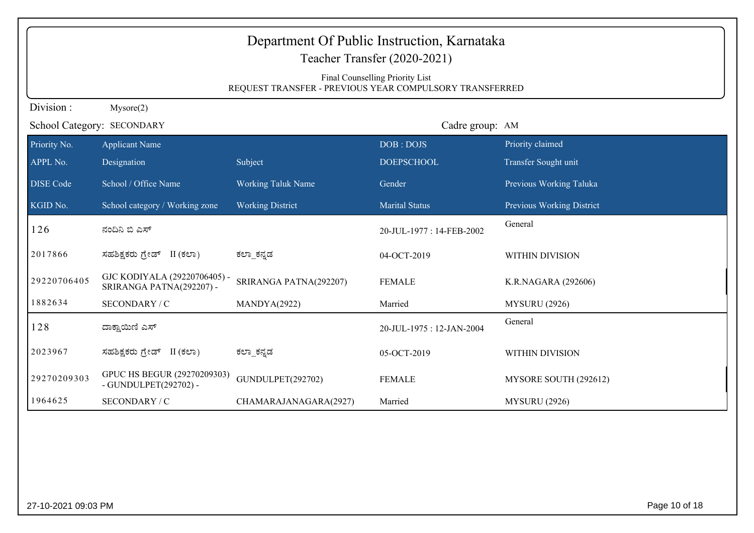# Department Of Public Instruction, Karnataka

## Teacher Transfer (2020-2021)

Final Counselling Priority List
REQUEST TRANSFER - PREVIOUS YEAR COMPULSORY TRANSFERRED

Division : Mysore(2)

School Category: SECONDARY

Cadre group: AM

| Priority No. | Applicant Name | | DOB : DOJS | Priority claimed |
|---|---|---|---|---|
| APPL No. | Designation | Subject | DOEPSCHOOL | Transfer Sought unit |
| DISE Code | School / Office Name | Working Taluk Name | Gender | Previous Working Taluka |
| KGID No. | School category / Working zone | Working District | Marital Status | Previous Working District |
| 126 | ನಂದಿನಿ ಬಿ ಎಸ್ | | 20-JUL-1977 : 14-FEB-2002 | General |
| 2017866 | ಸಹಶಿಕ್ಷಕರು ಗ್ರೇಡ್ II (ಕಲಾ) | ಕಲಾ_ಕನ್ನಡ | 04-OCT-2019 | WITHIN DIVISION |
| 29220706405 | GJC KODIYALA (29220706405) - SRIRANGA PATNA(292207) - | SRIRANGA PATNA(292207) | FEMALE | K.R.NAGARA (292606) |
| 1882634 | SECONDARY / C | MANDYA(2922) | Married | MYSURU (2926) |
| 128 | ದಾಕ್ಷಾಯಿಣಿ ಎಸ್ | | 20-JUL-1975 : 12-JAN-2004 | General |
| 2023967 | ಸಹಶಿಕ್ಷಕರು ಗ್ರೇಡ್ II (ಕಲಾ) | ಕಲಾ_ಕನ್ನಡ | 05-OCT-2019 | WITHIN DIVISION |
| 29270209303 | GPUC HS BEGUR (29270209303) - GUNDULPET(292702) - | GUNDULPET(292702) | FEMALE | MYSORE SOUTH (292612) |
| 1964625 | SECONDARY / C | CHAMARAJANAGARA(2927) | Married | MYSURU (2926) |

27-10-2021 09:03 PM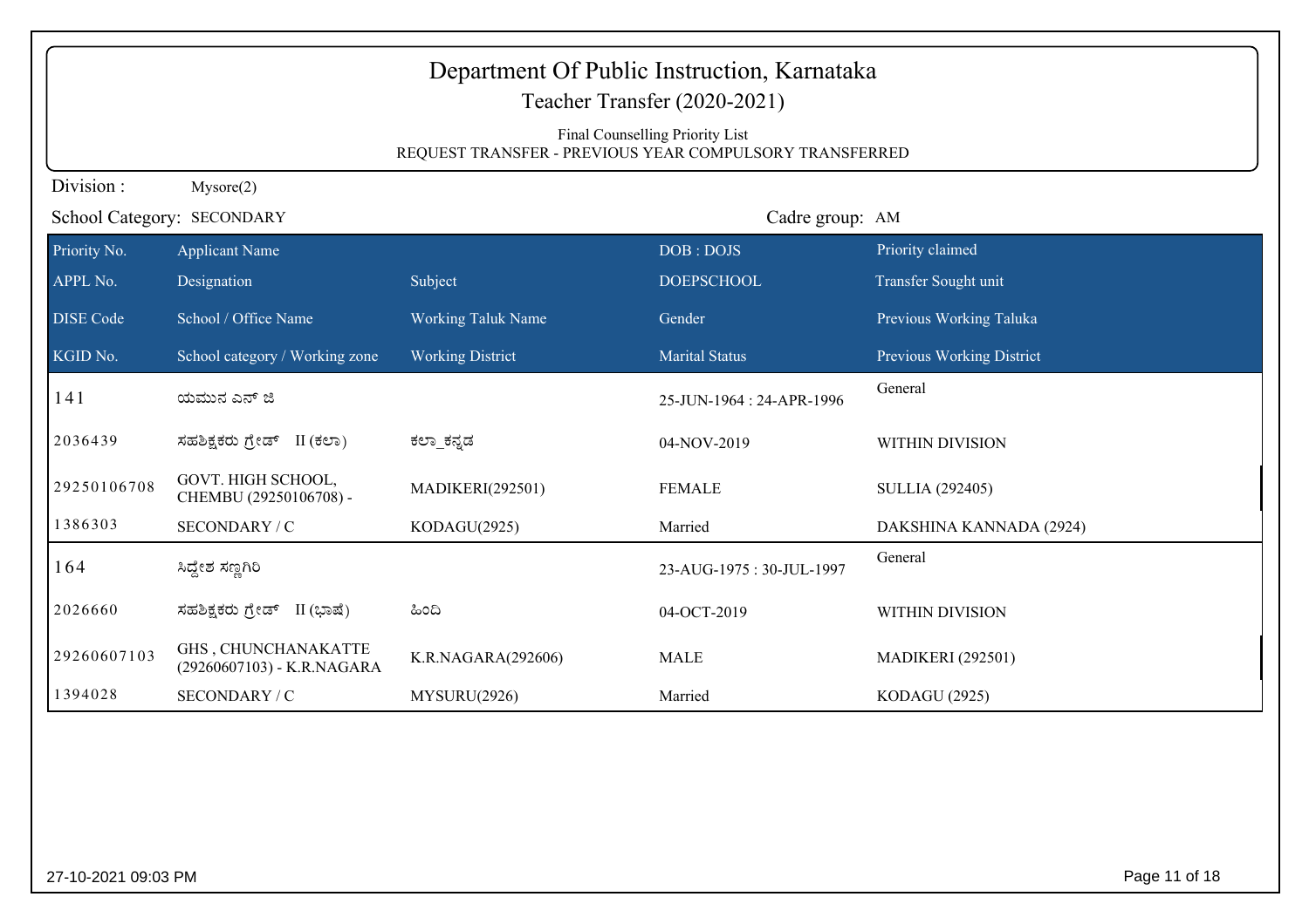# Department Of Public Instruction, Karnataka

## Teacher Transfer (2020-2021)

Final Counselling Priority List

REQUEST TRANSFER - PREVIOUS YEAR COMPULSORY TRANSFERRED

Division : Mysore(2)

School Category: SECONDARY

Cadre group: AM

| Priority No. / APPL No. / DISE Code / KGID No. | Applicant Name / Designation / School / Office Name / School category / Working zone | Subject / Working Taluk Name / Working District | DOB : DOJS / DOEPSCHOOL / Gender / Marital Status | Priority claimed / Transfer Sought unit / Previous Working Taluka / Previous Working District |
|---|---|---|---|---|
| 141 | ಯಮುನ ಎನ್ ಜಿ | | 25-JUN-1964 : 24-APR-1996 | General |
| 2036439 | ಸಹಶಿಕ್ಷಕರು ಗ್ರೇಡ್ II (ಕಲಾ) | ಕಲಾ_ಕನ್ನಡ | 04-NOV-2019 | WITHIN DIVISION |
| 29250106708 | GOVT. HIGH SCHOOL, CHEMBU (29250106708) - | MADIKERI(292501) | FEMALE | SULLIA (292405) |
| 1386303 | SECONDARY / C | KODAGU(2925) | Married | DAKSHINA KANNADA (2924) |
| 164 | ಸಿದ್ದೇಶ ಸಣ್ಣಗಿರಿ | | 23-AUG-1975 : 30-JUL-1997 | General |
| 2026660 | ಸಹಶಿಕ್ಷಕರು ಗ್ರೇಡ್ II (ಭಾಷೆ) | ಹಿಂದಿ | 04-OCT-2019 | WITHIN DIVISION |
| 29260607103 | GHS , CHUNCHANAKATTE (29260607103) - K.R.NAGARA | K.R.NAGARA(292606) | MALE | MADIKERI (292501) |
| 1394028 | SECONDARY / C | MYSURU(2926) | Married | KODAGU (2925) |

27-10-2021 09:03 PM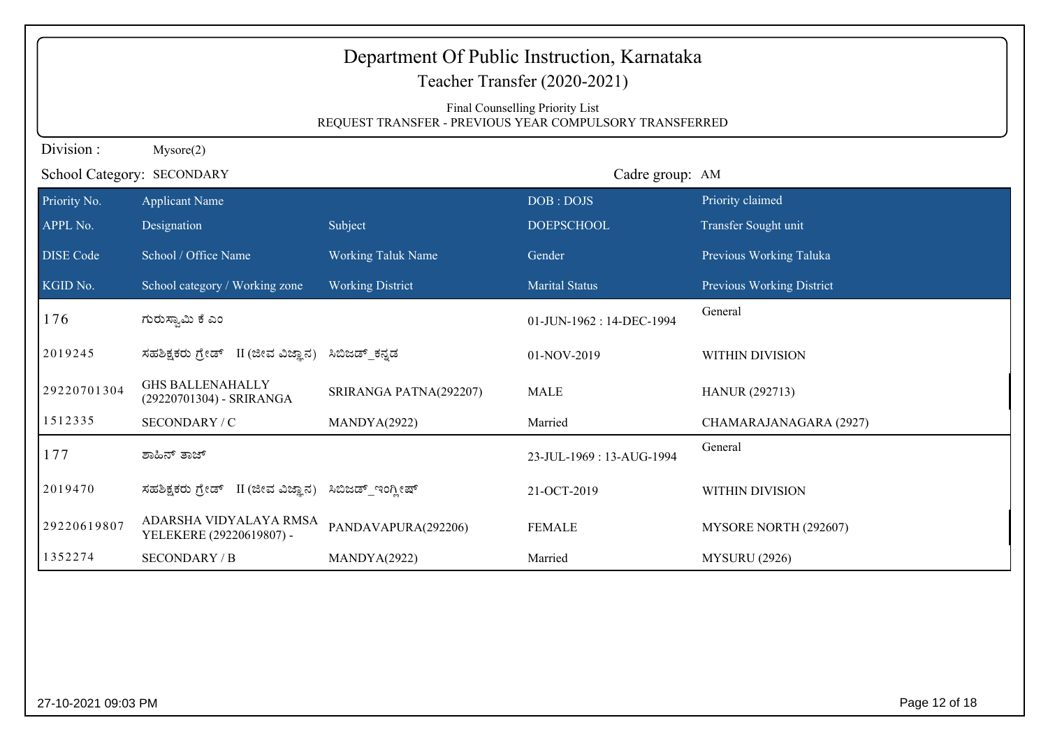# Department Of Public Instruction, Karnataka

## Teacher Transfer (2020-2021)

Final Counselling Priority List

REQUEST TRANSFER - PREVIOUS YEAR COMPULSORY TRANSFERRED

Division : Mysore(2)

School Category: SECONDARY

Cadre group: AM

| Priority No. | Applicant Name | | DOB : DOJS | Priority claimed |
|---|---|---|---|---|
| APPL No. | Designation | Subject | DOEPSCHOOL | Transfer Sought unit |
| DISE Code | School / Office Name | Working Taluk Name | Gender | Previous Working Taluka |
| KGID No. | School category / Working zone | Working District | Marital Status | Previous Working District |
| 176 | ಗುರುಸ್ವಾಮಿ ಕೆ ಎಂ | | 01-JUN-1962 : 14-DEC-1994 | General |
| 2019245 | ಸಹಶಿಕ್ಷಕರು ಗ್ರೇಡ್ II (ಜೀವ ವಿಜ್ಞಾನ) | ಸಿಬಿಜಡ್_ಕನ್ನಡ | 01-NOV-2019 | WITHIN DIVISION |
| 29220701304 | GHS BALLENAHALLY (29220701304) - SRIRANGA | SRIRANGA PATNA(292207) | MALE | HANUR (292713) |
| 1512335 | SECONDARY / C | MANDYA(2922) | Married | CHAMARAJANAGARA (2927) |
| 177 | ಶಾಹಿನ್ ತಾಜ್ | | 23-JUL-1969 : 13-AUG-1994 | General |
| 2019470 | ಸಹಶಿಕ್ಷಕರು ಗ್ರೇಡ್ II (ಜೀವ ವಿಜ್ಞಾನ) | ಸಿಬಿಜಡ್_ಇಂಗ್ಲೀಷ್ | 21-OCT-2019 | WITHIN DIVISION |
| 29220619807 | ADARSHA VIDYALAYA RMSA YELEKERE (29220619807) - | PANDAVAPURA(292206) | FEMALE | MYSORE NORTH (292607) |
| 1352274 | SECONDARY / B | MANDYA(2922) | Married | MYSURU (2926) |

27-10-2021 09:03 PM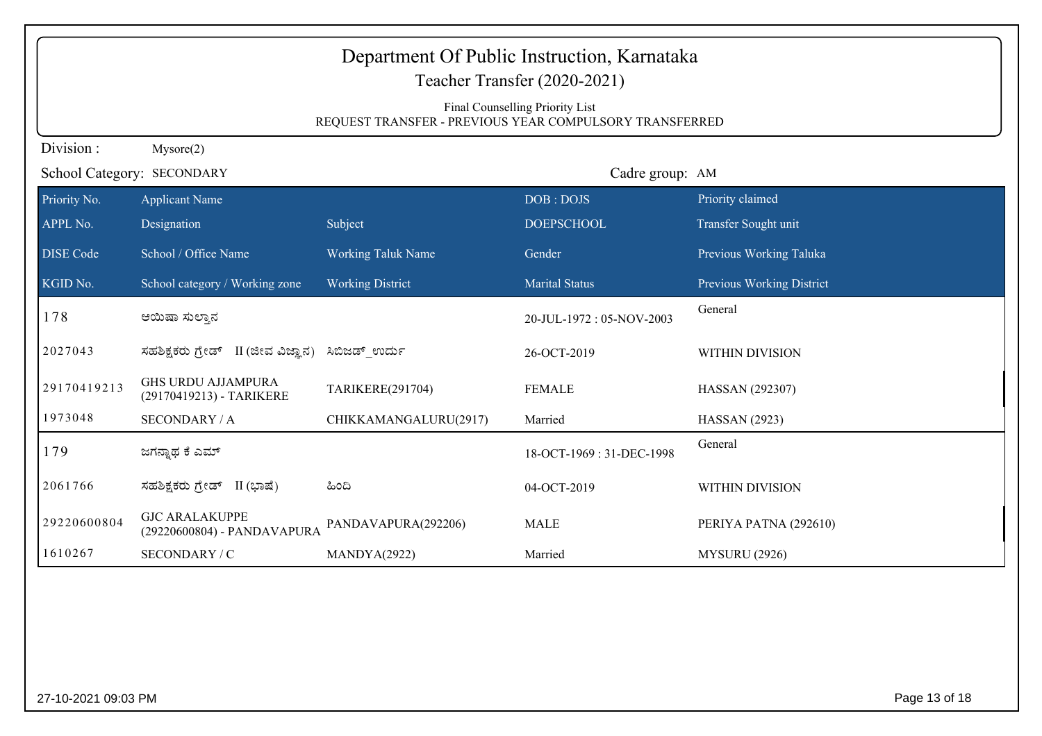# Department Of Public Instruction, Karnataka

## Teacher Transfer (2020-2021)

Final Counselling Priority List
REQUEST TRANSFER - PREVIOUS YEAR COMPULSORY TRANSFERRED

Division : Mysore(2)

School Category: SECONDARY

Cadre group: AM

| Priority No. | Applicant Name | | DOB : DOJS | Priority claimed |
|---|---|---|---|---|
| APPL No. | Designation | Subject | DOEPSCHOOL | Transfer Sought unit |
| DISE Code | School / Office Name | Working Taluk Name | Gender | Previous Working Taluka |
| KGID No. | School category / Working zone | Working District | Marital Status | Previous Working District |
| 178 | ಆಯಿಷಾ ಸುಲ್ತಾನ | | 20-JUL-1972 : 05-NOV-2003 | General |
| 2027043 | ಸಹಶಿಕ್ಷಕರು ಗ್ರೇಡ್ II (ಜೀವ ವಿಜ್ಞಾನ) | ಸಿಬಿಜಡ್_ಉರ್ದು | 26-OCT-2019 | WITHIN DIVISION |
| 29170419213 | GHS URDU AJJAMPURA (29170419213) - TARIKERE | TARIKERE(291704) | FEMALE | HASSAN (292307) |
| 1973048 | SECONDARY / A | CHIKKAMANGALURU(2917) | Married | HASSAN (2923) |
| 179 | ಜಗನ್ನಾಥ ಕೆ ಎಮ್ | | 18-OCT-1969 : 31-DEC-1998 | General |
| 2061766 | ಸಹಶಿಕ್ಷಕರು ಗ್ರೇಡ್ II (ಭಾಷೆ) | ಹಿಂದಿ | 04-OCT-2019 | WITHIN DIVISION |
| 29220600804 | GJC ARALAKUPPE (29220600804) - PANDAVAPURA | PANDAVAPURA(292206) | MALE | PERIYA PATNA (292610) |
| 1610267 | SECONDARY / C | MANDYA(2922) | Married | MYSURU (2926) |

27-10-2021 09:03 PM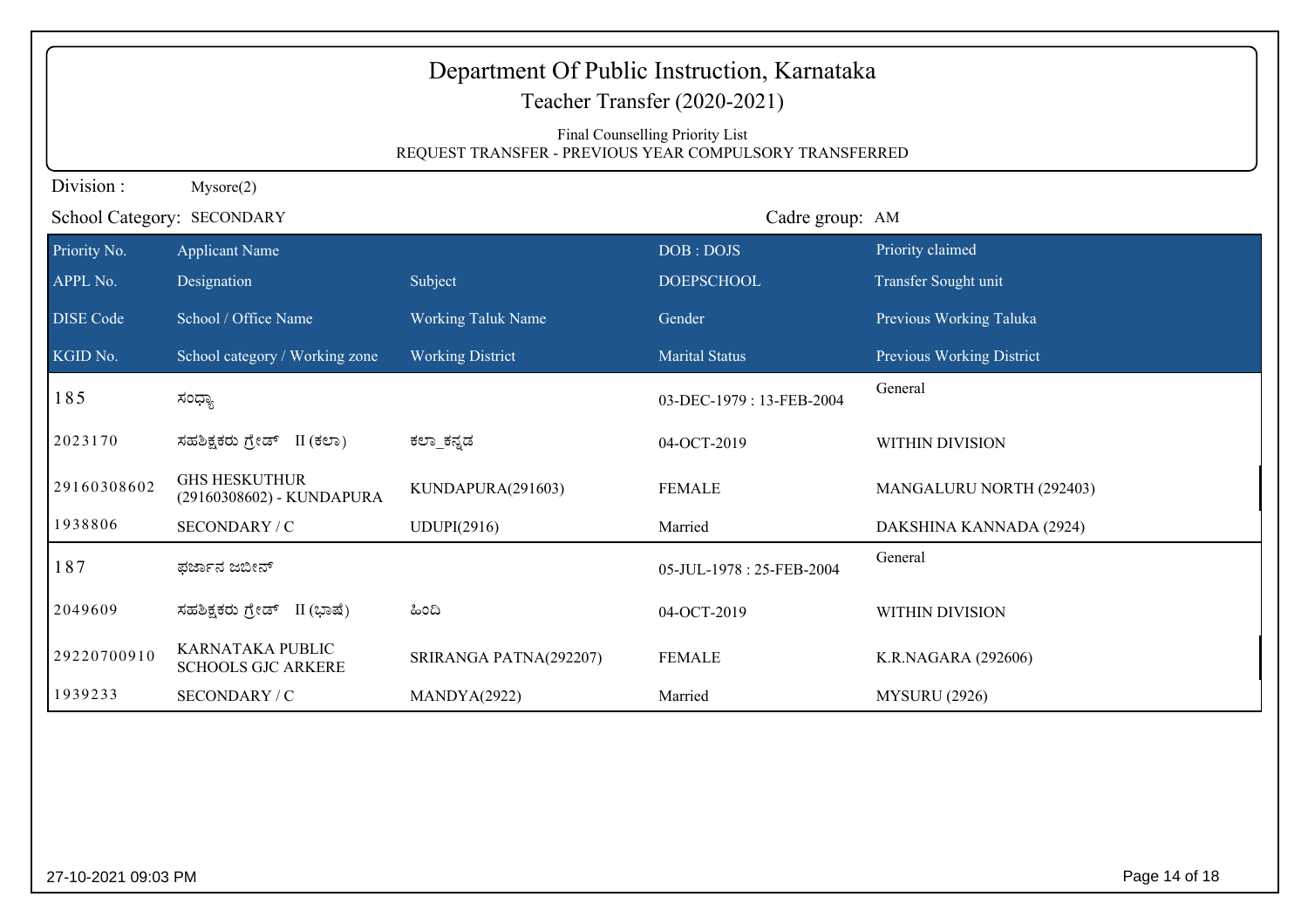# Department Of Public Instruction, Karnataka

## Teacher Transfer (2020-2021)

Final Counselling Priority List

REQUEST TRANSFER - PREVIOUS YEAR COMPULSORY TRANSFERRED

Division : Mysore(2)

School Category: SECONDARY

Cadre group: AM

| Priority No. | Applicant Name | | DOB : DOJS | Priority claimed |
|---|---|---|---|---|
| APPL No. | Designation | Subject | DOEPSCHOOL | Transfer Sought unit |
| DISE Code | School / Office Name | Working Taluk Name | Gender | Previous Working Taluka |
| KGID No. | School category / Working zone | Working District | Marital Status | Previous Working District |
| 185 | ಸಂಧ್ಯಾ | | 03-DEC-1979 : 13-FEB-2004 | General |
| 2023170 | ಸಹಶಿಕ್ಷಕರು ಗ್ರೇಡ್ II (ಕಲಾ) | ಕಲಾ_ಕನ್ನಡ | 04-OCT-2019 | WITHIN DIVISION |
| 29160308602 | GHS HESKUTHUR (29160308602) - KUNDAPURA | KUNDAPURA(291603) | FEMALE | MANGALURU NORTH (292403) |
| 1938806 | SECONDARY / C | UDUPI(2916) | Married | DAKSHINA KANNADA (2924) |
| 187 | ಫರ್ಜಾನ ಜಬೀನ್ | | 05-JUL-1978 : 25-FEB-2004 | General |
| 2049609 | ಸಹಶಿಕ್ಷಕರು ಗ್ರೇಡ್ II (ಭಾಷೆ) | ಹಿಂದಿ | 04-OCT-2019 | WITHIN DIVISION |
| 29220700910 | KARNATAKA PUBLIC SCHOOLS GJC ARKERE | SRIRANGA PATNA(292207) | FEMALE | K.R.NAGARA (292606) |
| 1939233 | SECONDARY / C | MANDYA(2922) | Married | MYSURU (2926) |

27-10-2021 09:03 PM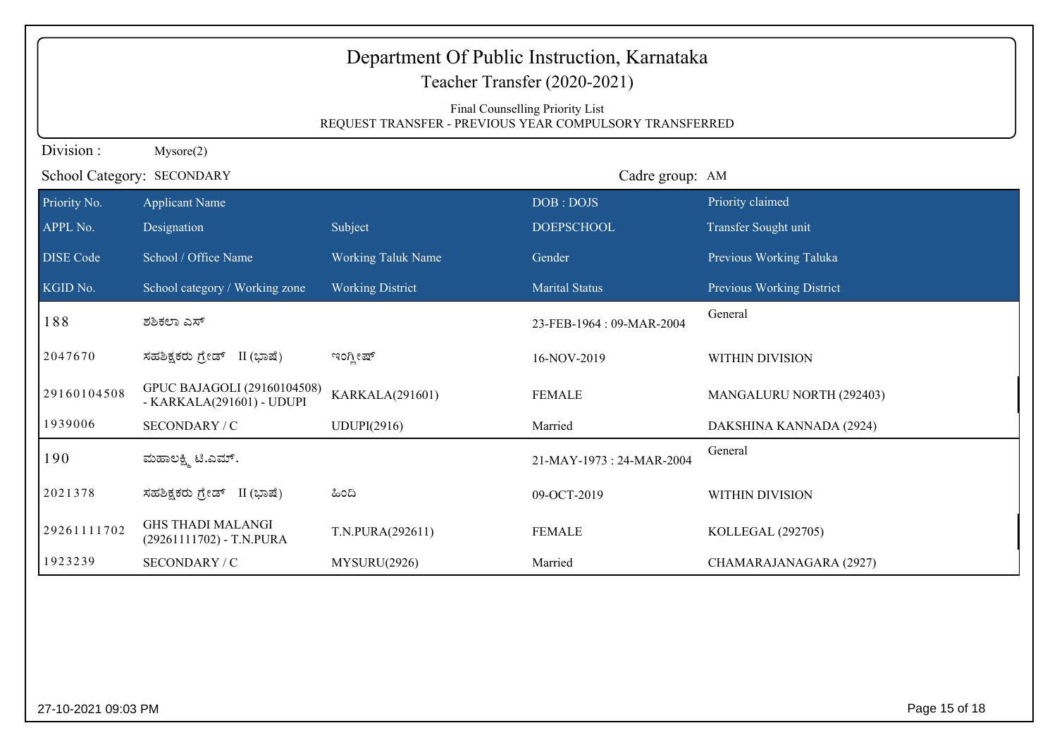# Department Of Public Instruction, Karnataka

## Teacher Transfer (2020-2021)

Final Counselling Priority List

REQUEST TRANSFER - PREVIOUS YEAR COMPULSORY TRANSFERRED

Division : Mysore(2)

School Category: SECONDARY

Cadre group: AM

| Priority No. | Applicant Name | | DOB : DOJS | Priority claimed |
|---|---|---|---|---|
| APPL No. | Designation | Subject | DOEPSCHOOL | Transfer Sought unit |
| DISE Code | School / Office Name | Working Taluk Name | Gender | Previous Working Taluka |
| KGID No. | School category / Working zone | Working District | Marital Status | Previous Working District |
| 188 | ಶಶಿಕಲಾ ಎಸ್ | | 23-FEB-1964 : 09-MAR-2004 | General |
| 2047670 | ಸಹಶಿಕ್ಷಕರು ಗ್ರೇಡ್ II (ಭಾಷೆ) | ಇಂಗ್ಲೀಷ್ | 16-NOV-2019 | WITHIN DIVISION |
| 29160104508 | GPUC BAJAGOLI (29160104508) - KARKALA(291601) - UDUPI | KARKALA(291601) | FEMALE | MANGALURU NORTH (292403) |
| 1939006 | SECONDARY / C | UDUPI(2916) | Married | DAKSHINA KANNADA (2924) |
| 190 | ಮಹಾಲಕ್ಷ್ಮಿ ಟಿ.ಎಮ್. | | 21-MAY-1973 : 24-MAR-2004 | General |
| 2021378 | ಸಹಶಿಕ್ಷಕರು ಗ್ರೇಡ್ II (ಭಾಷೆ) | ಹಿಂದಿ | 09-OCT-2019 | WITHIN DIVISION |
| 29261111702 | GHS THADI MALANGI (29261111702) - T.N.PURA | T.N.PURA(292611) | FEMALE | KOLLEGAL (292705) |
| 1923239 | SECONDARY / C | MYSURU(2926) | Married | CHAMARAJANAGARA (2927) |

27-10-2021 09:03 PM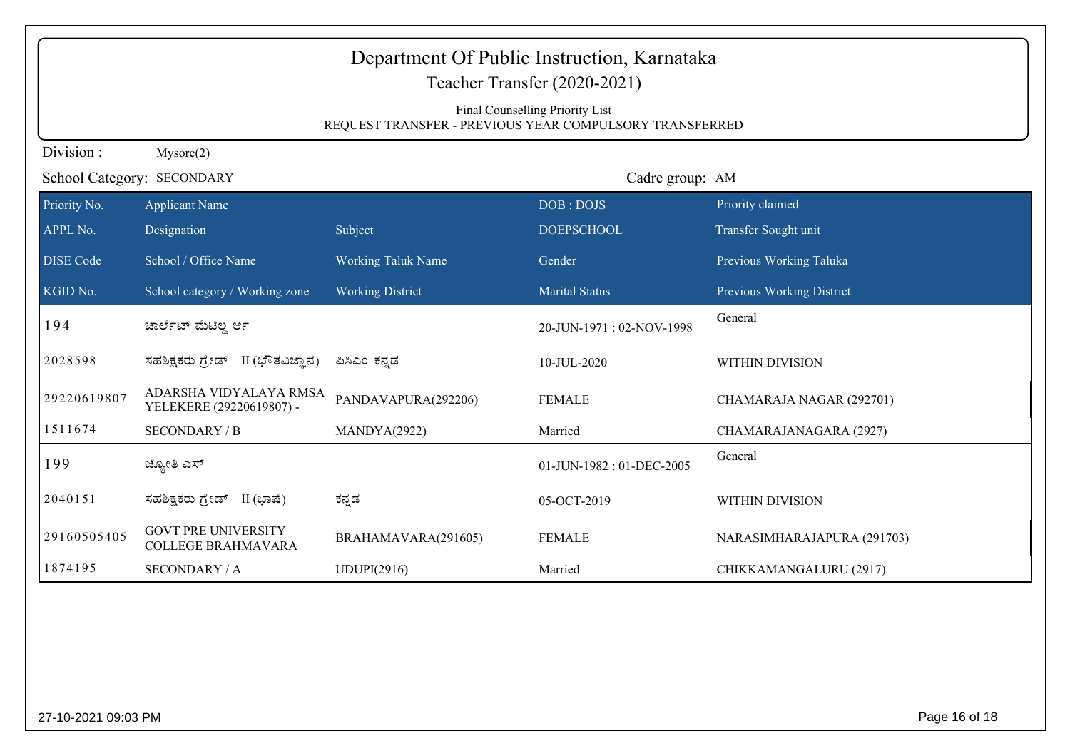# Department Of Public Instruction, Karnataka

## Teacher Transfer (2020-2021)

Final Counselling Priority List
REQUEST TRANSFER - PREVIOUS YEAR COMPULSORY TRANSFERRED

Division : Mysore(2)

School Category: SECONDARY

Cadre group: AM

| Priority No. | Applicant Name | | DOB : DOJS | Priority claimed |
|---|---|---|---|---|
| APPL No. | Designation | Subject | DOEPSCHOOL | Transfer Sought unit |
| DISE Code | School / Office Name | Working Taluk Name | Gender | Previous Working Taluka |
| KGID No. | School category / Working zone | Working District | Marital Status | Previous Working District |
| 194 | ಚಾರ್ಲೆಟ್ ಮೆಟಿಲ್ಡ ಆರ್ | | 20-JUN-1971 : 02-NOV-1998 | General |
| 2028598 | ಸಹಶಿಕ್ಷಕರು ಗ್ರೇಡ್ II (ಭೌತವಿಜ್ಞಾನ) | ಪಿಸಿಎಂ_ಕನ್ನಡ | 10-JUL-2020 | WITHIN DIVISION |
| 29220619807 | ADARSHA VIDYALAYA RMSA YELEKERE (29220619807) - | PANDAVAPURA(292206) | FEMALE | CHAMARAJA NAGAR (292701) |
| 1511674 | SECONDARY / B | MANDYA(2922) | Married | CHAMARAJANAGARA (2927) |
| 199 | ಜ್ಯೋತಿ ಎಸ್ | | 01-JUN-1982 : 01-DEC-2005 | General |
| 2040151 | ಸಹಶಿಕ್ಷಕರು ಗ್ರೇಡ್ II (ಭಾಷೆ) | ಕನ್ನಡ | 05-OCT-2019 | WITHIN DIVISION |
| 29160505405 | GOVT PRE UNIVERSITY COLLEGE BRAHMAVARA | BRAHAMAVARA(291605) | FEMALE | NARASIMHARAJAPURA (291703) |
| 1874195 | SECONDARY / A | UDUPI(2916) | Married | CHIKKAMANGALURU (2917) |

27-10-2021 09:03 PM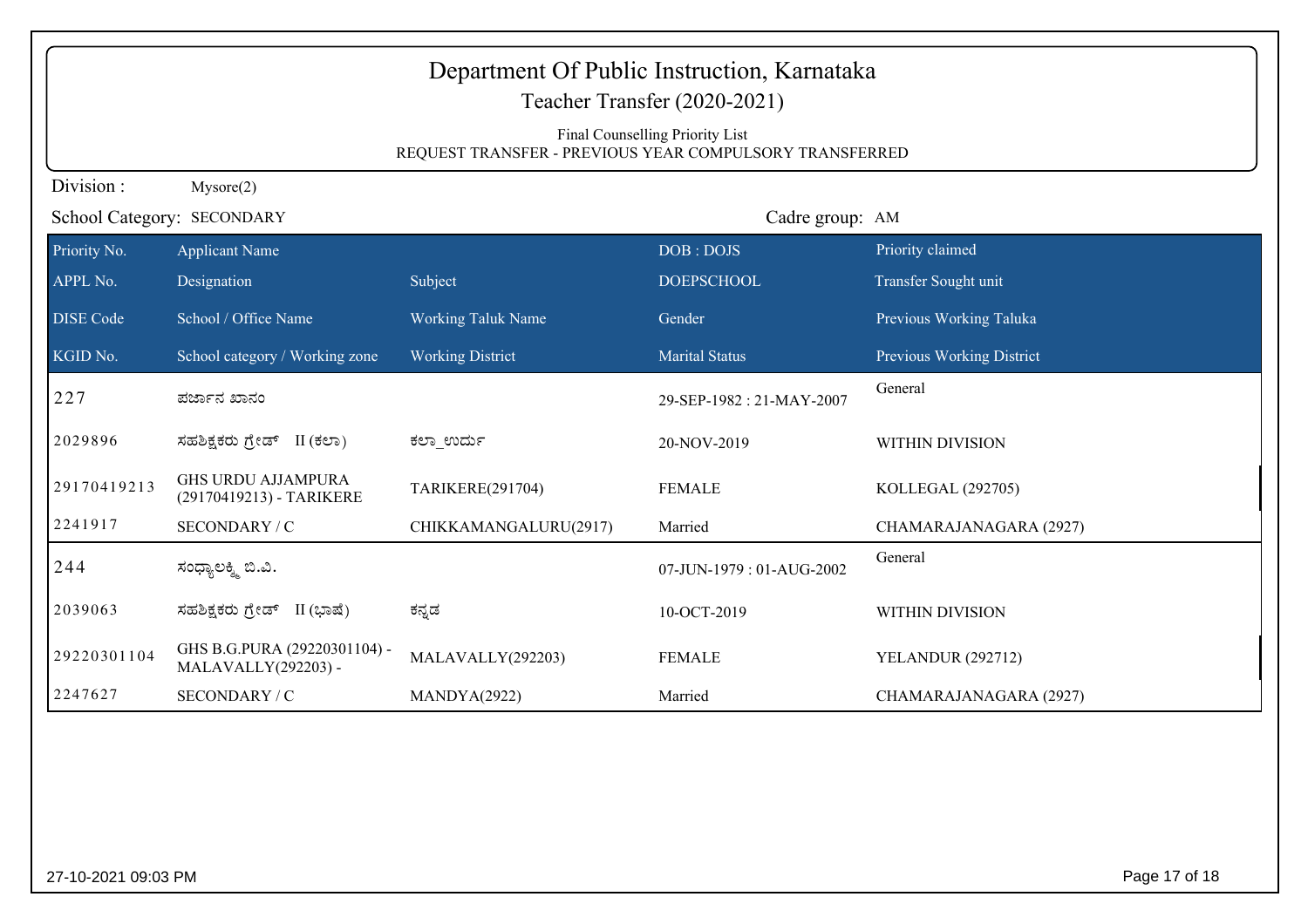# Department Of Public Instruction, Karnataka

## Teacher Transfer (2020-2021)

Final Counselling Priority List

REQUEST TRANSFER - PREVIOUS YEAR COMPULSORY TRANSFERRED

Division : Mysore(2)

School Category: SECONDARY

Cadre group: AM

| Priority No. | Applicant Name | | DOB : DOJS | Priority claimed |
|---|---|---|---|---|
| APPL No. | Designation | Subject | DOEPSCHOOL | Transfer Sought unit |
| DISE Code | School / Office Name | Working Taluk Name | Gender | Previous Working Taluka |
| KGID No. | School category / Working zone | Working District | Marital Status | Previous Working District |
| 227 | ಪರ್ಜಾನ ಖಾನಂ | | 29-SEP-1982 : 21-MAY-2007 | General |
| 2029896 | ಸಹಶಿಕ್ಷಕರು ಗ್ರೇಡ್ II (ಕಲಾ) | ಕಲಾ_ಉರ್ದು | 20-NOV-2019 | WITHIN DIVISION |
| 29170419213 | GHS URDU AJJAMPURA (29170419213) - TARIKERE | TARIKERE(291704) | FEMALE | KOLLEGAL (292705) |
| 2241917 | SECONDARY / C | CHIKKAMANGALURU(2917) | Married | CHAMARAJANAGARA (2927) |
| 244 | ಸಂಧ್ಯಾಲಕ್ಷ್ಮಿ ಬಿ.ಪಿ. | | 07-JUN-1979 : 01-AUG-2002 | General |
| 2039063 | ಸಹಶಿಕ್ಷಕರು ಗ್ರೇಡ್ II (ಭಾಷೆ) | ಕನ್ನಡ | 10-OCT-2019 | WITHIN DIVISION |
| 29220301104 | GHS B.G.PURA (29220301104) - MALAVALLY(292203) - | MALAVALLY(292203) | FEMALE | YELANDUR (292712) |
| 2247627 | SECONDARY / C | MANDYA(2922) | Married | CHAMARAJANAGARA (2927) |

27-10-2021 09:03 PM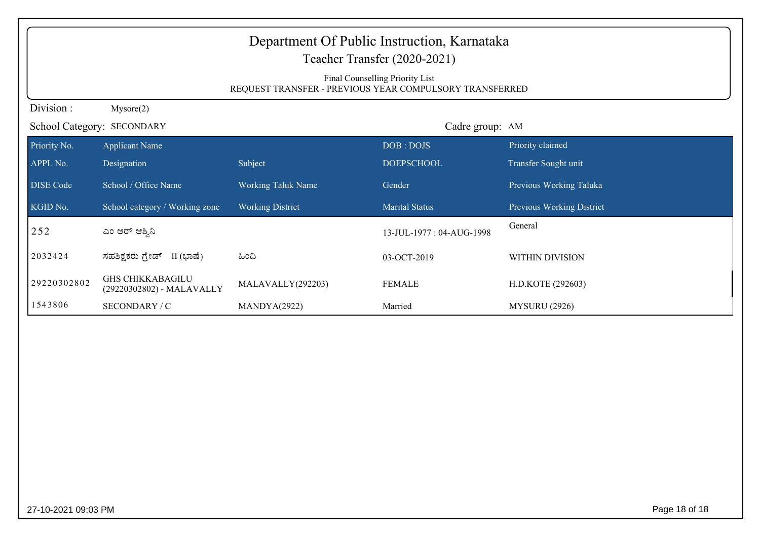# Department Of Public Instruction, Karnataka

## Teacher Transfer (2020-2021)

Final Counselling Priority List

REQUEST TRANSFER - PREVIOUS YEAR COMPULSORY TRANSFERRED

Division : Mysore(2)

School Category: SECONDARY

Cadre group: AM

| Priority No. | Applicant Name | | DOB : DOJS | Priority claimed |
|---|---|---|---|---|
| APPL No. | Designation | Subject | DOEPSCHOOL | Transfer Sought unit |
| DISE Code | School / Office Name | Working Taluk Name | Gender | Previous Working Taluka |
| KGID No. | School category / Working zone | Working District | Marital Status | Previous Working District |
| 252 | ಎಂ ಆರ್ ಆಶ್ವಿನಿ | | 13-JUL-1977 : 04-AUG-1998 | General |
| 2032424 | ಸಹಶಿಕ್ಷಕರು ಗ್ರೇಡ್ II (ಭಾಷೆ) | ಹಿಂದಿ | 03-OCT-2019 | WITHIN DIVISION |
| 29220302802 | GHS CHIKKABAGILU (29220302802) - MALAVALLY | MALAVALLY(292203) | FEMALE | H.D.KOTE (292603) |
| 1543806 | SECONDARY / C | MANDYA(2922) | Married | MYSURU (2926) |

27-10-2021 09:03 PM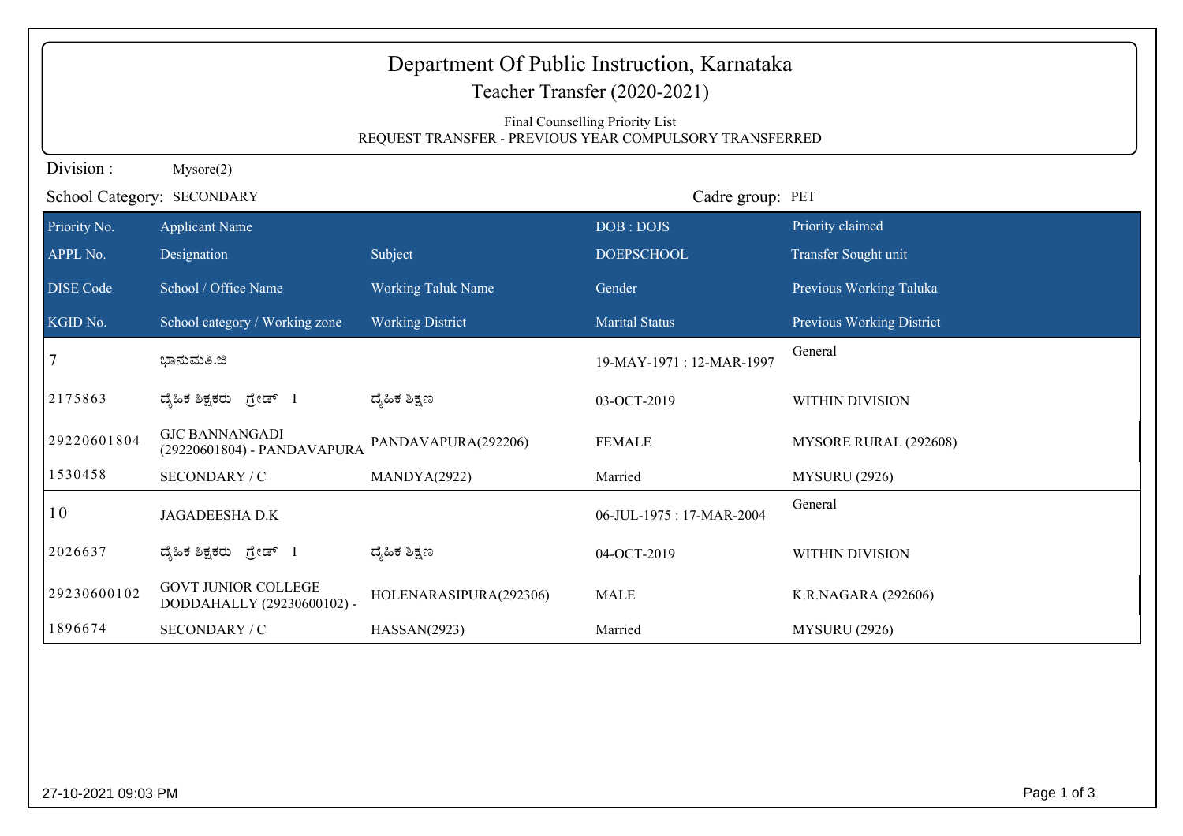# Department Of Public Instruction, Karnataka

## Teacher Transfer (2020-2021)

Final Counselling Priority List
REQUEST TRANSFER - PREVIOUS YEAR COMPULSORY TRANSFERRED

Division : Mysore(2)

School Category: SECONDARY

Cadre group: PET

| Priority No. | Applicant Name | | DOB : DOJS | Priority claimed |
|---|---|---|---|---|
| **APPL No.** | **Designation** | **Subject** | **DOEPSCHOOL** | **Transfer Sought unit** |
| **DISE Code** | **School / Office Name** | **Working Taluk Name** | **Gender** | **Previous Working Taluka** |
| **KGID No.** | **School category / Working zone** | **Working District** | **Marital Status** | **Previous Working District** |
| 7 | ಭಾನುಮತಿ.ಜಿ | | 19-MAY-1971 : 12-MAR-1997 | General |
| 2175863 | ದೈಹಿಕ ಶಿಕ್ಷಕರು ಗ್ರೇಡ್ I | ದೈಹಿಕ ಶಿಕ್ಷಣ | 03-OCT-2019 | WITHIN DIVISION |
| 29220601804 | GJC BANNANGADI (29220601804) - PANDAVAPURA | PANDAVAPURA(292206) | FEMALE | MYSORE RURAL (292608) |
| 1530458 | SECONDARY / C | MANDYA(2922) | Married | MYSURU (2926) |
| 10 | JAGADEESHA D.K | | 06-JUL-1975 : 17-MAR-2004 | General |
| 2026637 | ದೈಹಿಕ ಶಿಕ್ಷಕರು ಗ್ರೇಡ್ I | ದೈಹಿಕ ಶಿಕ್ಷಣ | 04-OCT-2019 | WITHIN DIVISION |
| 29230600102 | GOVT JUNIOR COLLEGE DODDAHALLY (29230600102) - | HOLENARASIPURA(292306) | MALE | K.R.NAGARA (292606) |
| 1896674 | SECONDARY / C | HASSAN(2923) | Married | MYSURU (2926) |

27-10-2021 09:03 PM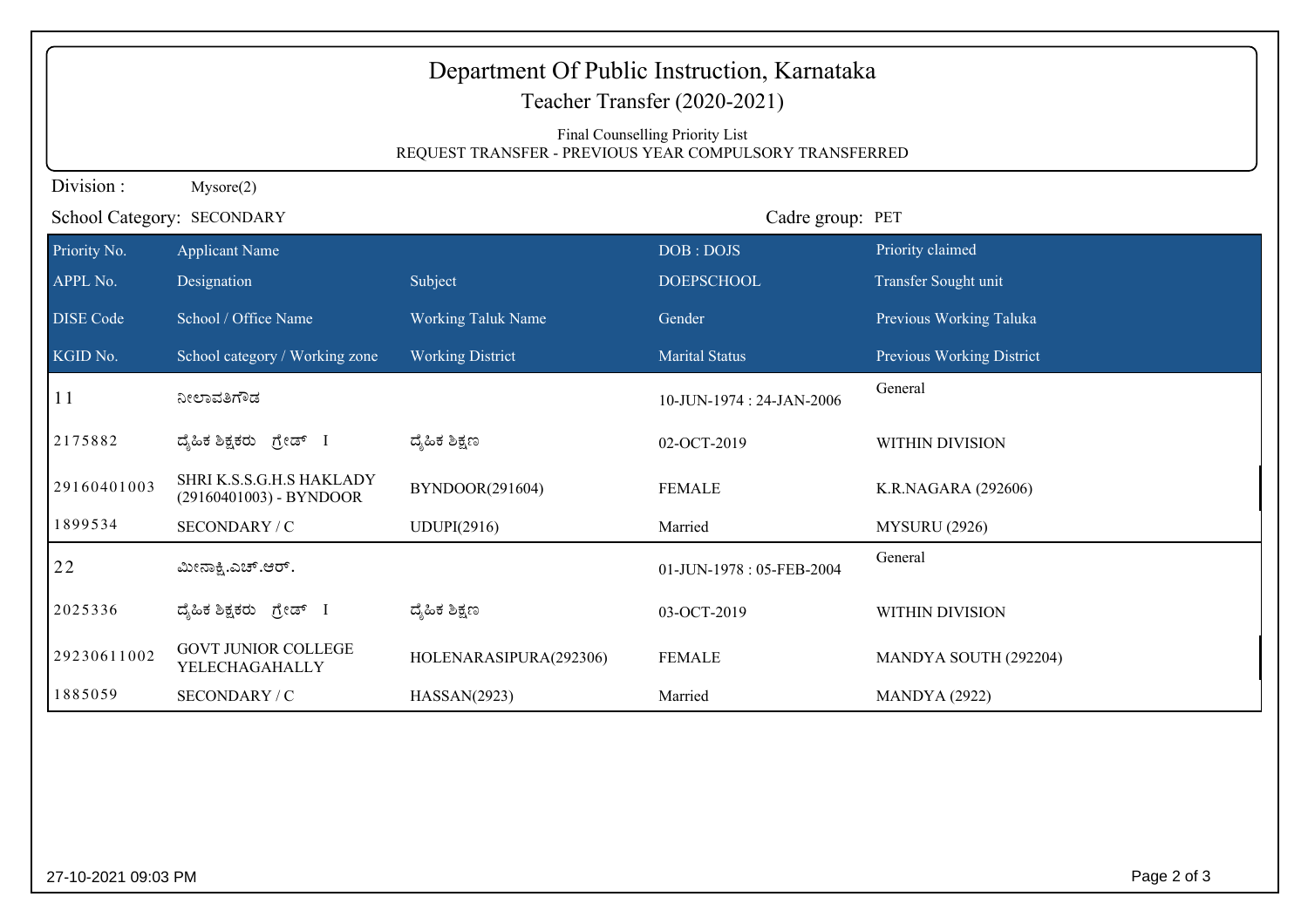# Department Of Public Instruction, Karnataka

## Teacher Transfer (2020-2021)

Final Counselling Priority List
REQUEST TRANSFER - PREVIOUS YEAR COMPULSORY TRANSFERRED

Division : Mysore(2)

School Category: SECONDARY

Cadre group: PET

| Priority No. | Applicant Name | | DOB : DOJS | Priority claimed |
|---|---|---|---|---|
| APPL No. | Designation | Subject | DOEPSCHOOL | Transfer Sought unit |
| DISE Code | School / Office Name | Working Taluk Name | Gender | Previous Working Taluka |
| KGID No. | School category / Working zone | Working District | Marital Status | Previous Working District |
| 11 | ನೀಲಾವತಿಗೌಡ | | 10-JUN-1974 : 24-JAN-2006 | General |
| 2175882 | ದೈಹಿಕ ಶಿಕ್ಷಕರು ಗ್ರೇಡ್ I | ದೈಹಿಕ ಶಿಕ್ಷಣ | 02-OCT-2019 | WITHIN DIVISION |
| 29160401003 | SHRI K.S.S.G.H.S HAKLADY (29160401003) - BYNDOOR | BYNDOOR(291604) | FEMALE | K.R.NAGARA (292606) |
| 1899534 | SECONDARY / C | UDUPI(2916) | Married | MYSURU (2926) |
| 22 | ಮೀನಾಕ್ಷಿ.ಎಚ್.ಆರ್. | | 01-JUN-1978 : 05-FEB-2004 | General |
| 2025336 | ದೈಹಿಕ ಶಿಕ್ಷಕರು ಗ್ರೇಡ್ I | ದೈಹಿಕ ಶಿಕ್ಷಣ | 03-OCT-2019 | WITHIN DIVISION |
| 29230611002 | GOVT JUNIOR COLLEGE YELECHAGAHALLY | HOLENARASIPURA(292306) | FEMALE | MANDYA SOUTH (292204) |
| 1885059 | SECONDARY / C | HASSAN(2923) | Married | MANDYA (2922) |

27-10-2021 09:03 PM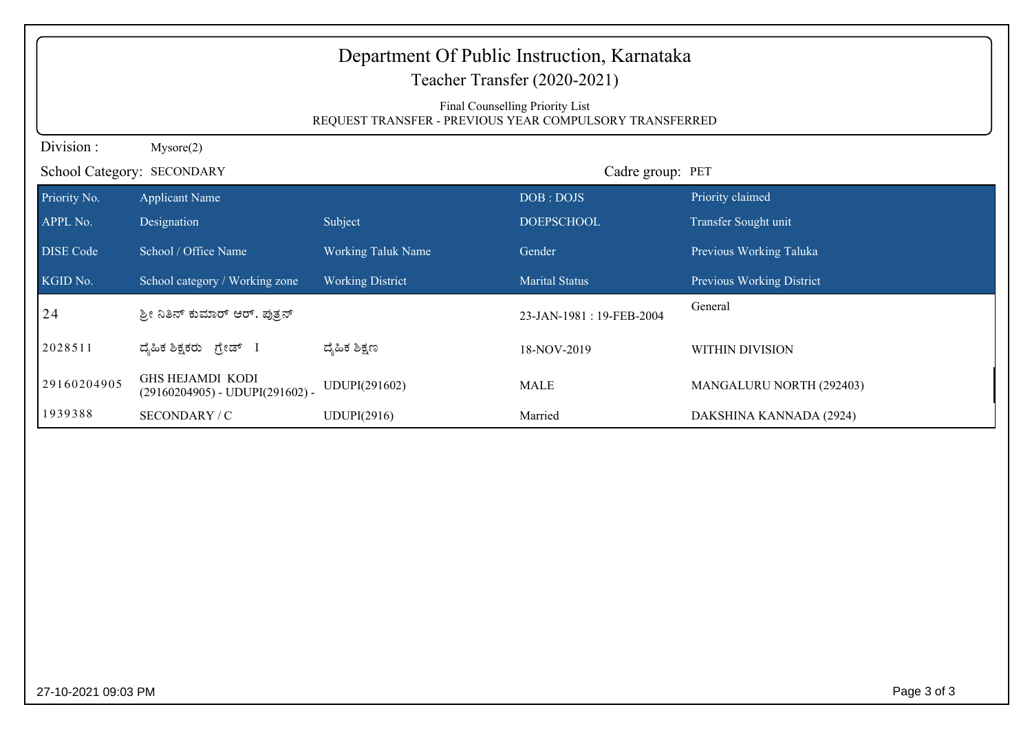# Department Of Public Instruction, Karnataka

## Teacher Transfer (2020-2021)

Final Counselling Priority List
REQUEST TRANSFER - PREVIOUS YEAR COMPULSORY TRANSFERRED

Division : Mysore(2)

School Category: SECONDARY

Cadre group: PET

| Priority No. | Applicant Name | | DOB : DOJS | Priority claimed |
|---|---|---|---|---|
| APPL No. | Designation | Subject | DOEPSCHOOL | Transfer Sought unit |
| DISE Code | School / Office Name | Working Taluk Name | Gender | Previous Working Taluka |
| KGID No. | School category / Working zone | Working District | Marital Status | Previous Working District |
| 24 | ಶ್ರೀ ನಿತಿನ್ ಕುಮಾರ್ ಆರ್. ಪುತ್ರನ್ | | 23-JAN-1981 : 19-FEB-2004 | General |
| 2028511 | ದೈಹಿಕ ಶಿಕ್ಷಕರು ಗ್ರೇಡ್ I | ದೈಹಿಕ ಶಿಕ್ಷಣ | 18-NOV-2019 | WITHIN DIVISION |
| 29160204905 | GHS HEJAMDI KODI (29160204905) - UDUPI(291602) - | UDUPI(291602) | MALE | MANGALURU NORTH (292403) |
| 1939388 | SECONDARY / C | UDUPI(2916) | Married | DAKSHINA KANNADA (2924) |

27-10-2021 09:03 PM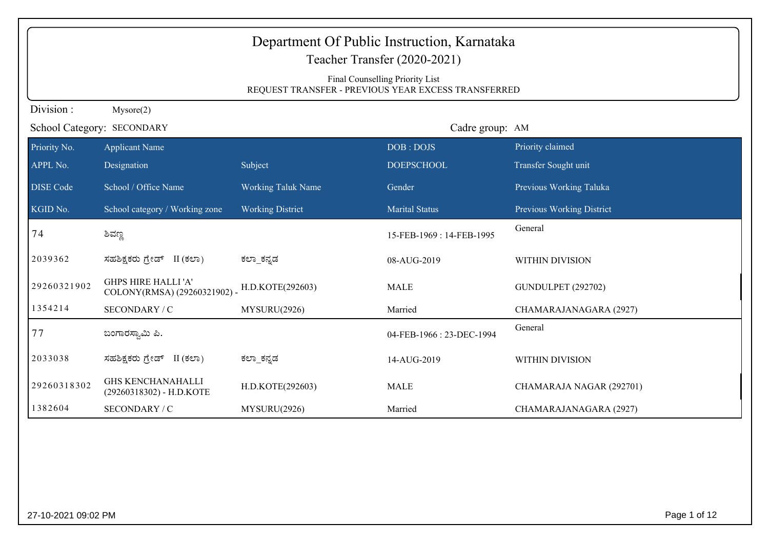# Department Of Public Instruction, Karnataka

## Teacher Transfer (2020-2021)

Final Counselling Priority List

REQUEST TRANSFER - PREVIOUS YEAR EXCESS TRANSFERRED

Division : Mysore(2)

School Category: SECONDARY

Cadre group: AM

| Priority No. | Applicant Name | | DOB : DOJS | Priority claimed |
|---|---|---|---|---|
| APPL No. | Designation | Subject | DOEPSCHOOL | Transfer Sought unit |
| DISE Code | School / Office Name | Working Taluk Name | Gender | Previous Working Taluka |
| KGID No. | School category / Working zone | Working District | Marital Status | Previous Working District |
| 74 | ಶಿವಣ್ಣ | | 15-FEB-1969 : 14-FEB-1995 | General |
| 2039362 | ಸಹಶಿಕ್ಷಕರು ಗ್ರೇಡ್ II (ಕಲಾ) | ಕಲಾ_ಕನ್ನಡ | 08-AUG-2019 | WITHIN DIVISION |
| 29260321902 | GHPS HIRE HALLI 'A' COLONY(RMSA) (29260321902) - | H.D.KOTE(292603) | MALE | GUNDULPET (292702) |
| 1354214 | SECONDARY / C | MYSURU(2926) | Married | CHAMARAJANAGARA (2927) |
| 77 | ಬಂಗಾರಸ್ವಾಮಿ ಪಿ. | | 04-FEB-1966 : 23-DEC-1994 | General |
| 2033038 | ಸಹಶಿಕ್ಷಕರು ಗ್ರೇಡ್ II (ಕಲಾ) | ಕಲಾ_ಕನ್ನಡ | 14-AUG-2019 | WITHIN DIVISION |
| 29260318302 | GHS KENCHANAHALLI (29260318302) - H.D.KOTE | H.D.KOTE(292603) | MALE | CHAMARAJA NAGAR (292701) |
| 1382604 | SECONDARY / C | MYSURU(2926) | Married | CHAMARAJANAGARA (2927) |

27-10-2021 09:02 PM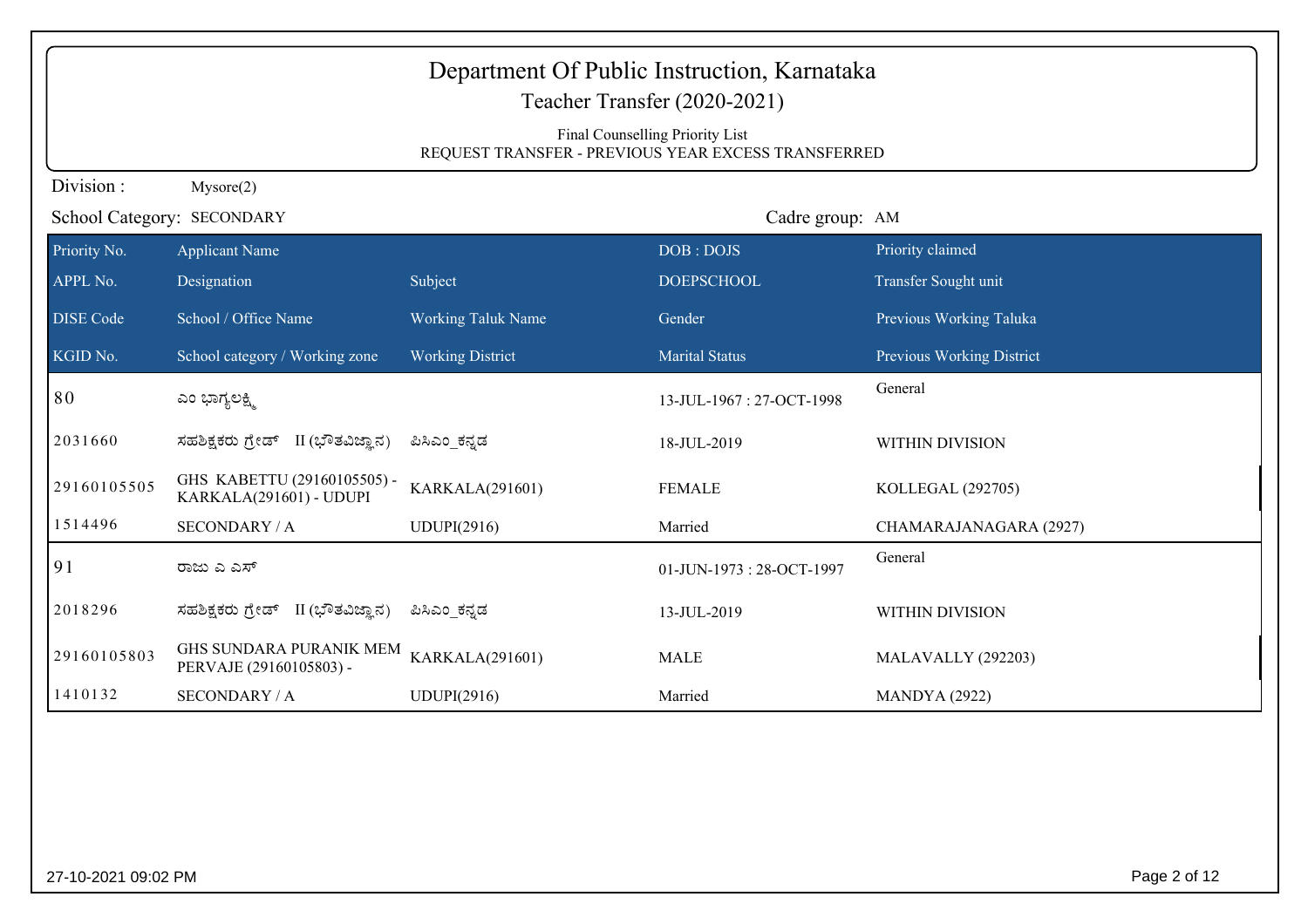# Department Of Public Instruction, Karnataka

## Teacher Transfer (2020-2021)

Final Counselling Priority List
REQUEST TRANSFER - PREVIOUS YEAR EXCESS TRANSFERRED

Division : Mysore(2)

School Category: SECONDARY

Cadre group: AM

| Priority No. | Applicant Name | | DOB : DOJS | Priority claimed |
|---|---|---|---|---|
| **APPL No.** | **Designation** | **Subject** | **DOEPSCHOOL** | **Transfer Sought unit** |
| **DISE Code** | **School / Office Name** | **Working Taluk Name** | **Gender** | **Previous Working Taluka** |
| **KGID No.** | **School category / Working zone** | **Working District** | **Marital Status** | **Previous Working District** |
| 80 | ಎಂ ಭಾಗ್ಯಲಕ್ಷ್ಮಿ | | 13-JUL-1967 : 27-OCT-1998 | General |
| 2031660 | ಸಹಶಿಕ್ಷಕರು ಗ್ರೇಡ್ II (ಭೌತವಿಜ್ಞಾನ) | ಪಿಸಿಎಂ_ಕನ್ನಡ | 18-JUL-2019 | WITHIN DIVISION |
| 29160105505 | GHS KABETTU (29160105505) - KARKALA(291601) - UDUPI | KARKALA(291601) | FEMALE | KOLLEGAL (292705) |
| 1514496 | SECONDARY / A | UDUPI(2916) | Married | CHAMARAJANAGARA (2927) |
| 91 | ರಾಜು ಎ ಎಸ್ | | 01-JUN-1973 : 28-OCT-1997 | General |
| 2018296 | ಸಹಶಿಕ್ಷಕರು ಗ್ರೇಡ್ II (ಭೌತವಿಜ್ಞಾನ) | ಪಿಸಿಎಂ_ಕನ್ನಡ | 13-JUL-2019 | WITHIN DIVISION |
| 29160105803 | GHS SUNDARA PURANIK MEM PERVAJE (29160105803) - | KARKALA(291601) | MALE | MALAVALLY (292203) |
| 1410132 | SECONDARY / A | UDUPI(2916) | Married | MANDYA (2922) |

27-10-2021 09:02 PM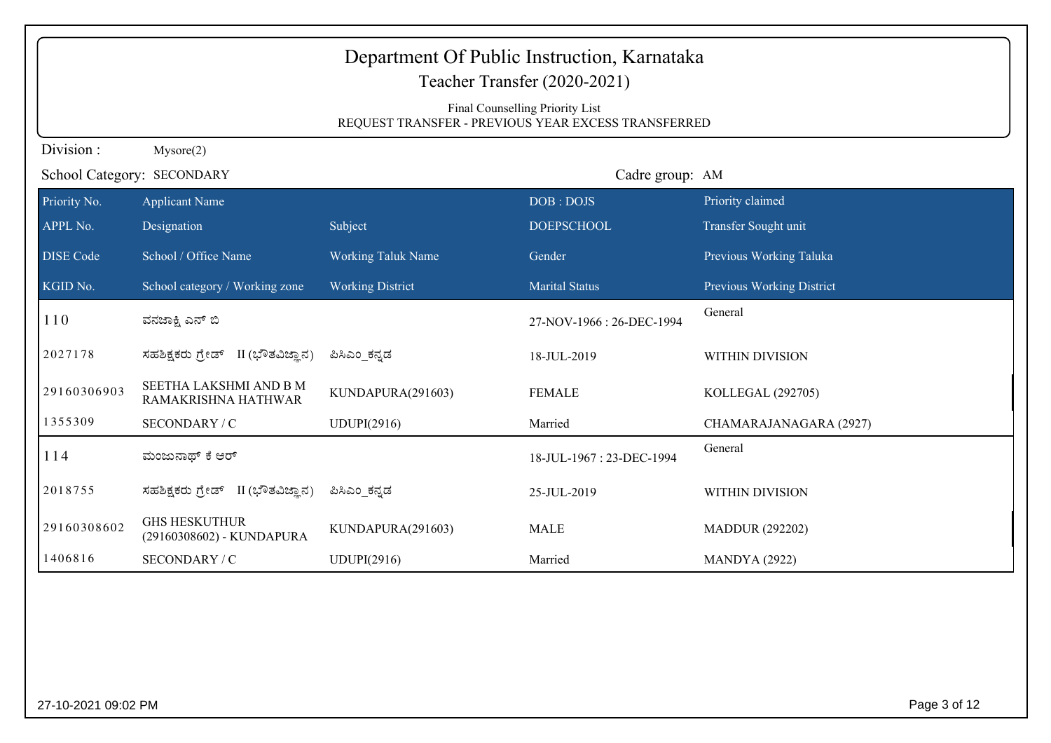# Department Of Public Instruction, Karnataka

## Teacher Transfer (2020-2021)

Final Counselling Priority List
REQUEST TRANSFER - PREVIOUS YEAR EXCESS TRANSFERRED

Division : Mysore(2)

School Category: SECONDARY

Cadre group: AM

| Priority No. | Applicant Name | | DOB : DOJS | Priority claimed |
|---|---|---|---|---|
| APPL No. | Designation | Subject | DOEPSCHOOL | Transfer Sought unit |
| DISE Code | School / Office Name | Working Taluk Name | Gender | Previous Working Taluka |
| KGID No. | School category / Working zone | Working District | Marital Status | Previous Working District |
| 110 | ವನಜಾಕ್ಷಿ ಎನ್ ಬಿ | | 27-NOV-1966 : 26-DEC-1994 | General |
| 2027178 | ಸಹಶಿಕ್ಷಕರು ಗ್ರೇಡ್ II (ಭೌತವಿಜ್ಞಾನ) | ಪಿಸಿಎಂ_ಕನ್ನಡ | 18-JUL-2019 | WITHIN DIVISION |
| 29160306903 | SEETHA LAKSHMI AND B M RAMAKRISHNA HATHWAR | KUNDAPURA(291603) | FEMALE | KOLLEGAL (292705) |
| 1355309 | SECONDARY / C | UDUPI(2916) | Married | CHAMARAJANAGARA (2927) |
| 114 | ಮಂಜುನಾಥ್ ಕೆ ಆರ್ | | 18-JUL-1967 : 23-DEC-1994 | General |
| 2018755 | ಸಹಶಿಕ್ಷಕರು ಗ್ರೇಡ್ II (ಭೌತವಿಜ್ಞಾನ) | ಪಿಸಿಎಂ_ಕನ್ನಡ | 25-JUL-2019 | WITHIN DIVISION |
| 29160308602 | GHS HESKUTHUR (29160308602) - KUNDAPURA | KUNDAPURA(291603) | MALE | MADDUR (292202) |
| 1406816 | SECONDARY / C | UDUPI(2916) | Married | MANDYA (2922) |

27-10-2021 09:02 PM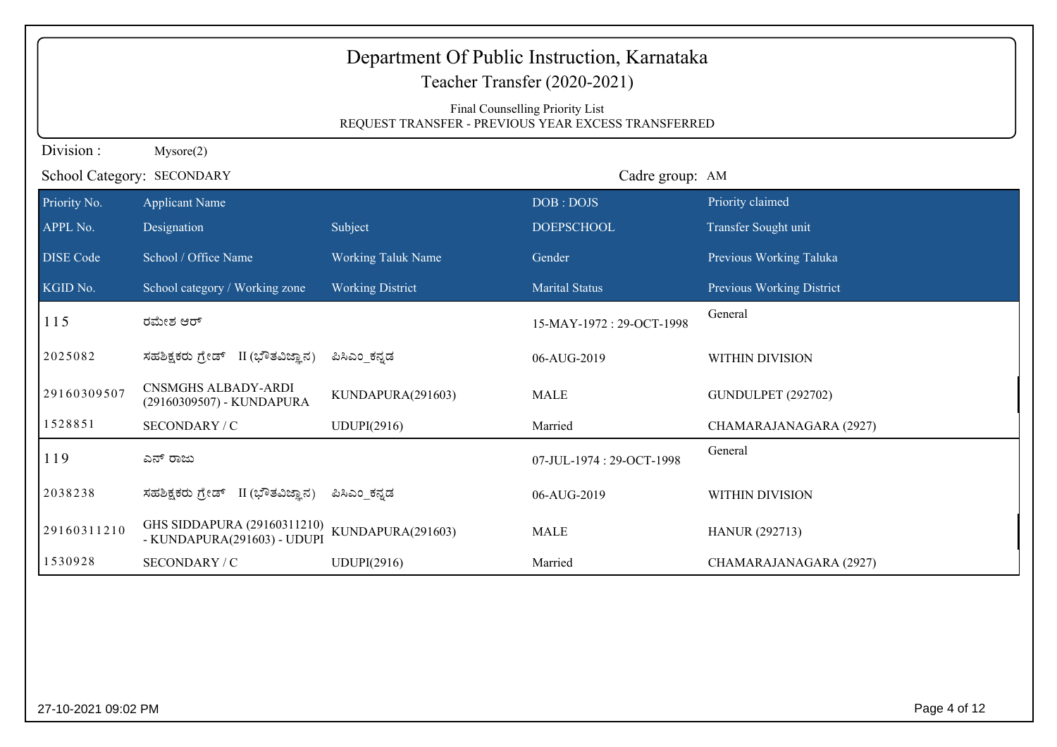# Department Of Public Instruction, Karnataka

## Teacher Transfer (2020-2021)

Final Counselling Priority List

REQUEST TRANSFER - PREVIOUS YEAR EXCESS TRANSFERRED

Division : Mysore(2)

School Category: SECONDARY

Cadre group: AM

| Priority No. | Applicant Name | | DOB : DOJS | Priority claimed |
|---|---|---|---|---|
| APPL No. | Designation | Subject | DOEPSCHOOL | Transfer Sought unit |
| DISE Code | School / Office Name | Working Taluk Name | Gender | Previous Working Taluka |
| KGID No. | School category / Working zone | Working District | Marital Status | Previous Working District |
| 115 | ರಮೇಶ ಆರ್ | | 15-MAY-1972 : 29-OCT-1998 | General |
| 2025082 | ಸಹಶಿಕ್ಷಕರು ಗ್ರೇಡ್ II (ಭೌತವಿಜ್ಞಾನ) | ಪಿಸಿಎಂ_ಕನ್ನಡ | 06-AUG-2019 | WITHIN DIVISION |
| 29160309507 | CNSMGHS ALBADY-ARDI (29160309507) - KUNDAPURA | KUNDAPURA(291603) | MALE | GUNDULPET (292702) |
| 1528851 | SECONDARY / C | UDUPI(2916) | Married | CHAMARAJANAGARA (2927) |
| 119 | ಎನ್ ರಾಜು | | 07-JUL-1974 : 29-OCT-1998 | General |
| 2038238 | ಸಹಶಿಕ್ಷಕರು ಗ್ರೇಡ್ II (ಭೌತವಿಜ್ಞಾನ) | ಪಿಸಿಎಂ_ಕನ್ನಡ | 06-AUG-2019 | WITHIN DIVISION |
| 29160311210 | GHS SIDDAPURA (29160311210) - KUNDAPURA(291603) - UDUPI | KUNDAPURA(291603) | MALE | HANUR (292713) |
| 1530928 | SECONDARY / C | UDUPI(2916) | Married | CHAMARAJANAGARA (2927) |

27-10-2021 09:02 PM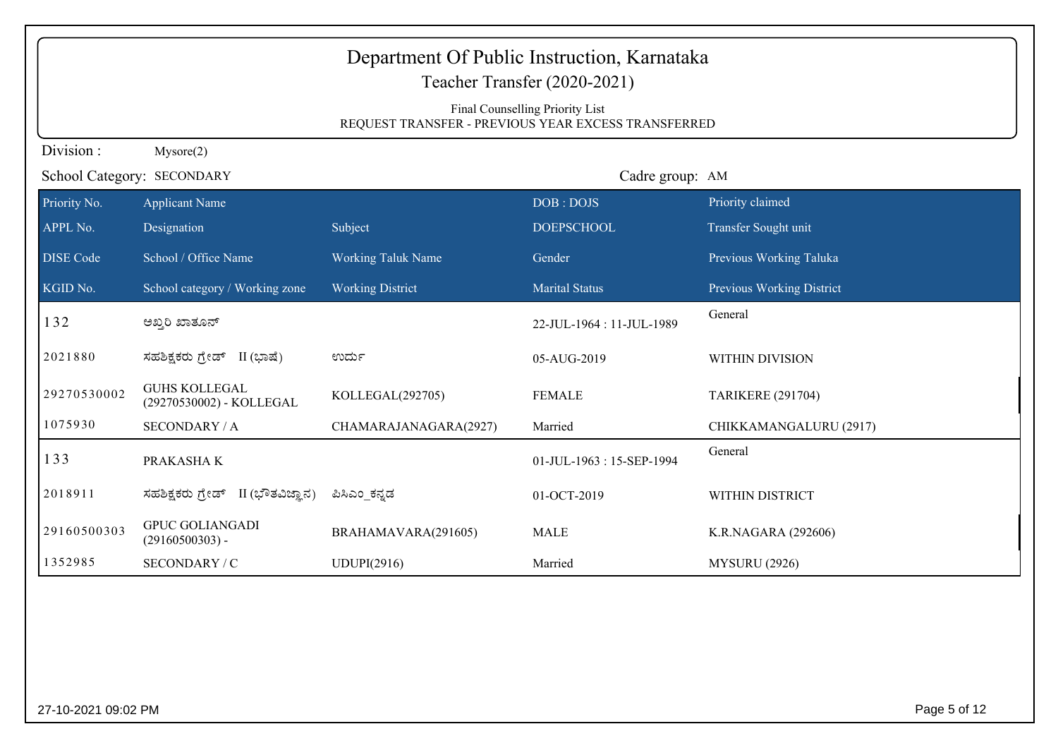# Department Of Public Instruction, Karnataka

## Teacher Transfer (2020-2021)

Final Counselling Priority List
REQUEST TRANSFER - PREVIOUS YEAR EXCESS TRANSFERRED

Division : Mysore(2)

School Category: SECONDARY

Cadre group: AM

| Priority No. | Applicant Name | | DOB : DOJS | Priority claimed |
|---|---|---|---|---|
| APPL No. | Designation | Subject | DOEPSCHOOL | Transfer Sought unit |
| DISE Code | School / Office Name | Working Taluk Name | Gender | Previous Working Taluka |
| KGID No. | School category / Working zone | Working District | Marital Status | Previous Working District |
| 132 | ಅಖ್ತರಿ ಖಾತೂನ್ | | 22-JUL-1964 : 11-JUL-1989 | General |
| 2021880 | ಸಹಶಿಕ್ಷಕರು ಗ್ರೇಡ್ II (ಭಾಷೆ) | ಉರ್ದು | 05-AUG-2019 | WITHIN DIVISION |
| 29270530002 | GUHS KOLLEGAL (29270530002) - KOLLEGAL | KOLLEGAL(292705) | FEMALE | TARIKERE (291704) |
| 1075930 | SECONDARY / A | CHAMARAJANAGARA(2927) | Married | CHIKKAMANGALURU (2917) |
| 133 | PRAKASHA K | | 01-JUL-1963 : 15-SEP-1994 | General |
| 2018911 | ಸಹಶಿಕ್ಷಕರು ಗ್ರೇಡ್ II (ಭೌತವಿಜ್ಞಾನ) | ಪಿಸಿಎಂ_ಕನ್ನಡ | 01-OCT-2019 | WITHIN DISTRICT |
| 29160500303 | GPUC GOLIANGADI (29160500303) - | BRAHAMAVARA(291605) | MALE | K.R.NAGARA (292606) |
| 1352985 | SECONDARY / C | UDUPI(2916) | Married | MYSURU (2926) |

27-10-2021 09:02 PM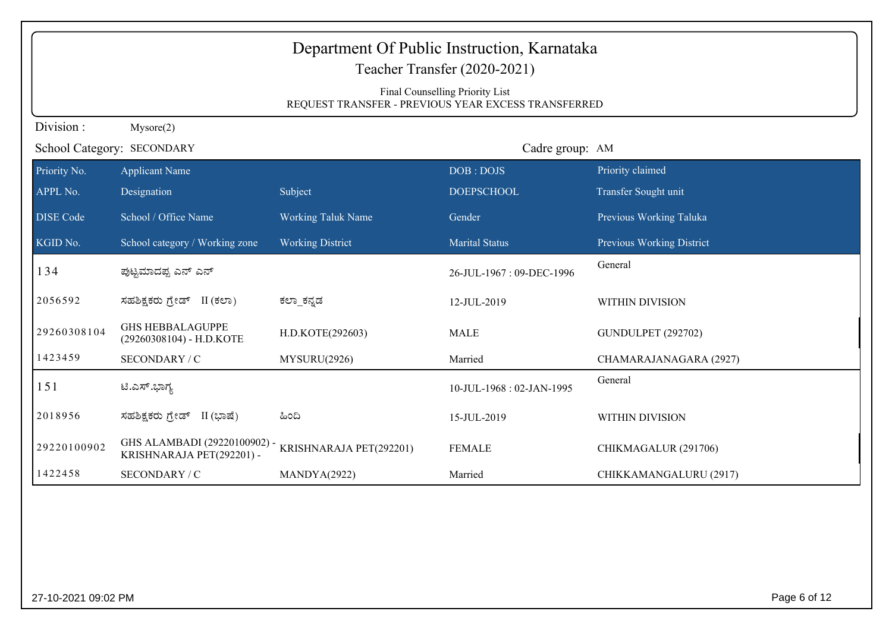# Department Of Public Instruction, Karnataka

## Teacher Transfer (2020-2021)

Final Counselling Priority List
REQUEST TRANSFER - PREVIOUS YEAR EXCESS TRANSFERRED

Division : Mysore(2)

School Category: SECONDARY

Cadre group: AM

| Priority No. | Applicant Name | | DOB : DOJS | Priority claimed |
|---|---|---|---|---|
| APPL No. | Designation | Subject | DOEPSCHOOL | Transfer Sought unit |
| DISE Code | School / Office Name | Working Taluk Name | Gender | Previous Working Taluka |
| KGID No. | School category / Working zone | Working District | Marital Status | Previous Working District |
| 134 | ಪುಟ್ಟಮಾದಪ್ಪ ಎನ್ ಎನ್ | | 26-JUL-1967 : 09-DEC-1996 | General |
| 2056592 | ಸಹಶಿಕ್ಷಕರು ಗ್ರೇಡ್ II (ಕಲಾ) | ಕಲಾ_ಕನ್ನಡ | 12-JUL-2019 | WITHIN DIVISION |
| 29260308104 | GHS HEBBALAGUPPE (29260308104) - H.D.KOTE | H.D.KOTE(292603) | MALE | GUNDULPET (292702) |
| 1423459 | SECONDARY / C | MYSURU(2926) | Married | CHAMARAJANAGARA (2927) |
| 151 | ಟಿ.ಎಸ್.ಭಾಗ್ಯ | | 10-JUL-1968 : 02-JAN-1995 | General |
| 2018956 | ಸಹಶಿಕ್ಷಕರು ಗ್ರೇಡ್ II (ಭಾಷೆ) | ಹಿಂದಿ | 15-JUL-2019 | WITHIN DIVISION |
| 29220100902 | GHS ALAMBADI (29220100902) - KRISHNARAJA PET(292201) - | KRISHNARAJA PET(292201) | FEMALE | CHIKMAGALUR (291706) |
| 1422458 | SECONDARY / C | MANDYA(2922) | Married | CHIKKAMANGALURU (2917) |

27-10-2021 09:02 PM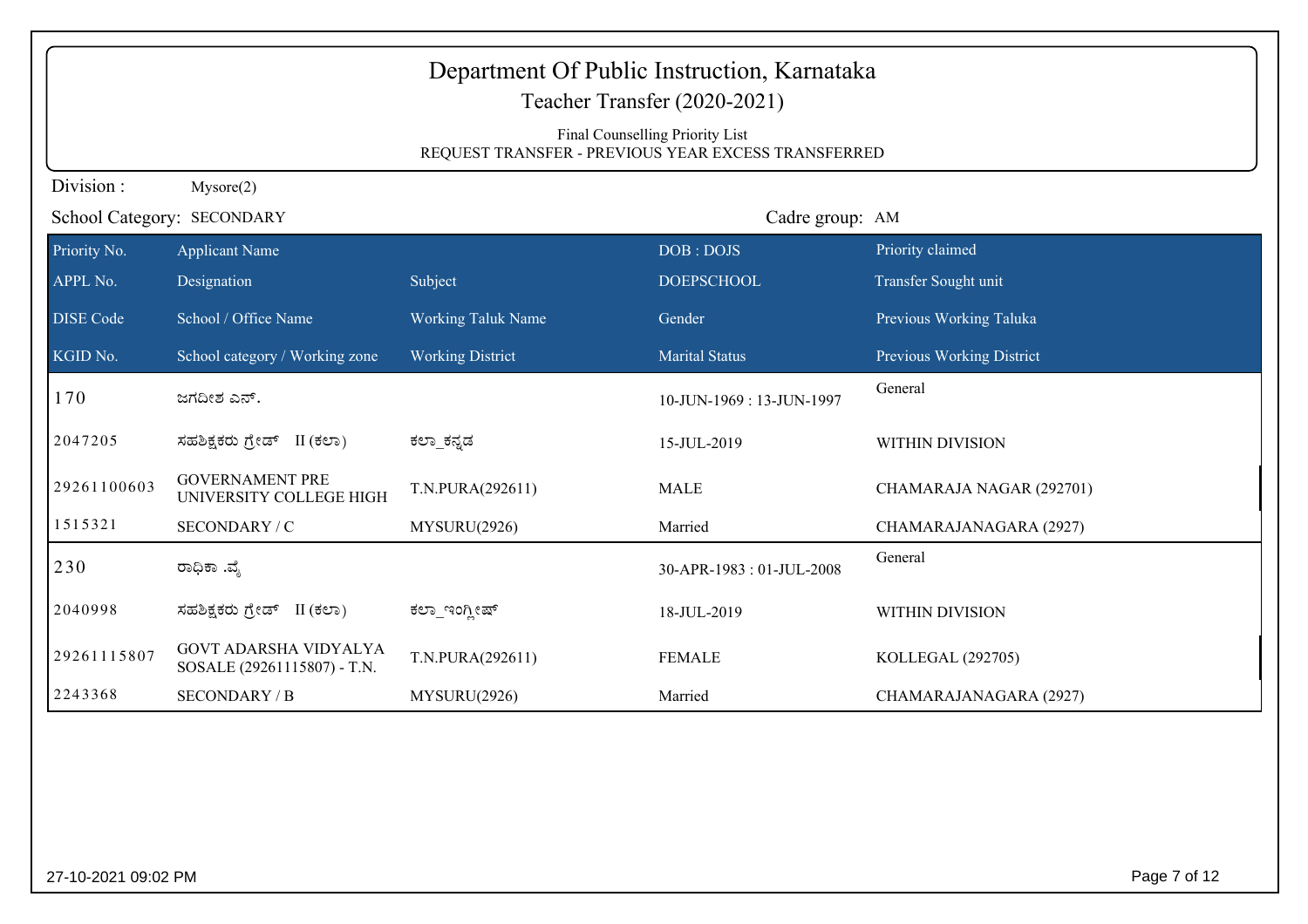# Department Of Public Instruction, Karnataka

## Teacher Transfer (2020-2021)

Final Counselling Priority List

REQUEST TRANSFER - PREVIOUS YEAR EXCESS TRANSFERRED

Division : Mysore(2)

School Category: SECONDARY

Cadre group: AM

| Priority No. | Applicant Name | | DOB : DOJS | Priority claimed |
|---|---|---|---|---|
| **APPL No.** | **Designation** | **Subject** | **DOEPSCHOOL** | **Transfer Sought unit** |
| **DISE Code** | **School / Office Name** | **Working Taluk Name** | **Gender** | **Previous Working Taluka** |
| **KGID No.** | **School category / Working zone** | **Working District** | **Marital Status** | **Previous Working District** |
| 170 | ಜಗದೀಶ ಎನ್. | | 10-JUN-1969 : 13-JUN-1997 | General |
| 2047205 | ಸಹಶಿಕ್ಷಕರು ಗ್ರೇಡ್ II (ಕಲಾ) | ಕಲಾ_ಕನ್ನಡ | 15-JUL-2019 | WITHIN DIVISION |
| 29261100603 | GOVERNAMENT PRE UNIVERSITY COLLEGE HIGH | T.N.PURA(292611) | MALE | CHAMARAJA NAGAR (292701) |
| 1515321 | SECONDARY / C | MYSURU(2926) | Married | CHAMARAJANAGARA (2927) |
| 230 | ರಾಧಿಕಾ .ವೈ | | 30-APR-1983 : 01-JUL-2008 | General |
| 2040998 | ಸಹಶಿಕ್ಷಕರು ಗ್ರೇಡ್ II (ಕಲಾ) | ಕಲಾ_ಇಂಗ್ಲೀಷ್ | 18-JUL-2019 | WITHIN DIVISION |
| 29261115807 | GOVT ADARSHA VIDYALYA SOSALE (29261115807) - T.N. | T.N.PURA(292611) | FEMALE | KOLLEGAL (292705) |
| 2243368 | SECONDARY / B | MYSURU(2926) | Married | CHAMARAJANAGARA (2927) |

27-10-2021 09:02 PM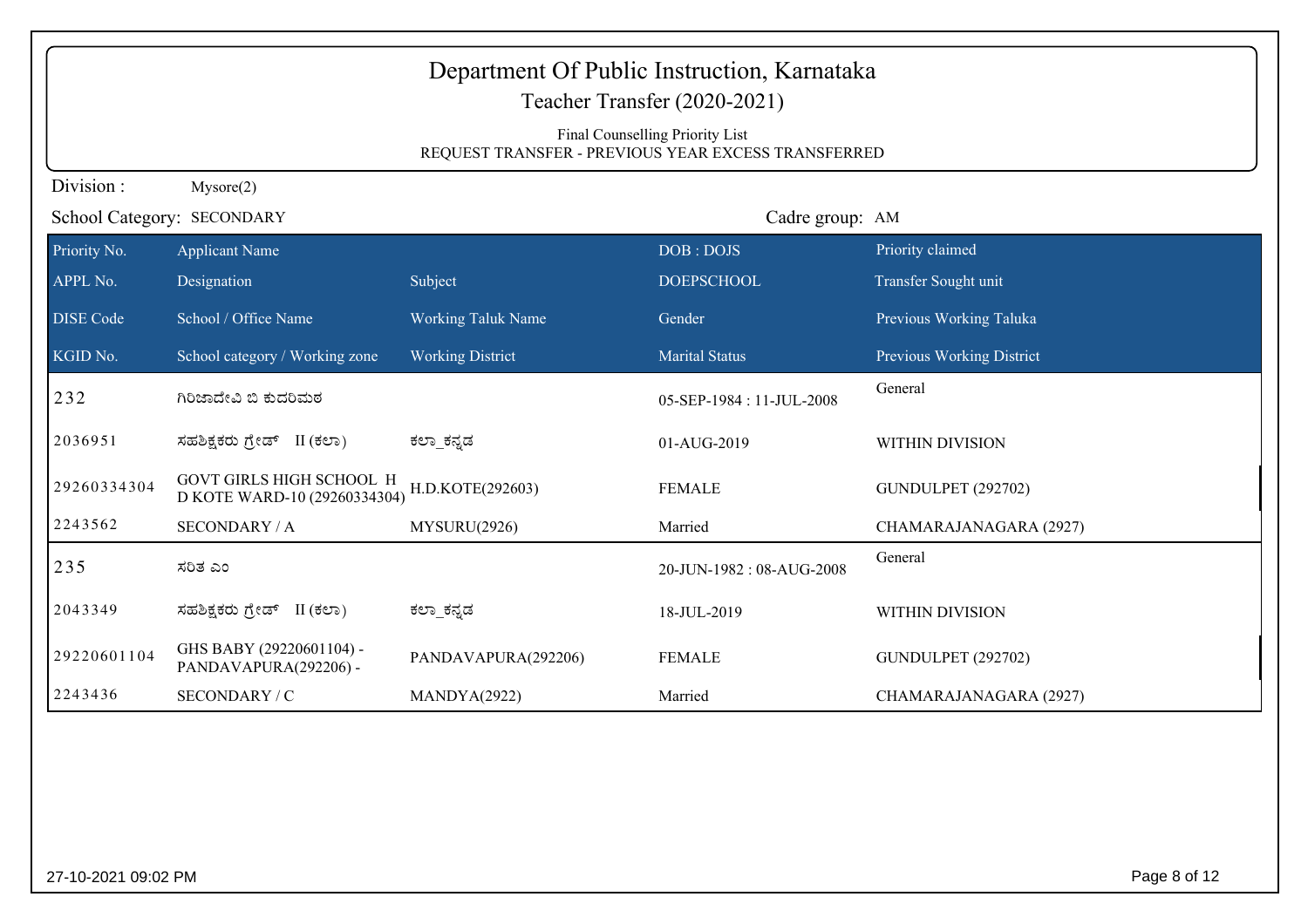# Department Of Public Instruction, Karnataka

## Teacher Transfer (2020-2021)

Final Counselling Priority List
REQUEST TRANSFER - PREVIOUS YEAR EXCESS TRANSFERRED

Division : Mysore(2)

School Category: SECONDARY

Cadre group: AM

| Priority No. | Applicant Name | | DOB : DOJS | Priority claimed |
|---|---|---|---|---|
| APPL No. | Designation | Subject | DOEPSCHOOL | Transfer Sought unit |
| DISE Code | School / Office Name | Working Taluk Name | Gender | Previous Working Taluka |
| KGID No. | School category / Working zone | Working District | Marital Status | Previous Working District |
| 232 | ಗಿರಿಜಾದೇವಿ ಬಿ ಕುದರಿಮಠ | | 05-SEP-1984 : 11-JUL-2008 | General |
| 2036951 | ಸಹಶಿಕ್ಷಕರು ಗ್ರೇಡ್ II (ಕಲಾ) | ಕಲಾ_ಕನ್ನಡ | 01-AUG-2019 | WITHIN DIVISION |
| 29260334304 | GOVT GIRLS HIGH SCHOOL H D KOTE WARD-10 (29260334304) | H.D.KOTE(292603) | FEMALE | GUNDULPET (292702) |
| 2243562 | SECONDARY / A | MYSURU(2926) | Married | CHAMARAJANAGARA (2927) |
| 235 | ಸರಿತ ಎಂ | | 20-JUN-1982 : 08-AUG-2008 | General |
| 2043349 | ಸಹಶಿಕ್ಷಕರು ಗ್ರೇಡ್ II (ಕಲಾ) | ಕಲಾ_ಕನ್ನಡ | 18-JUL-2019 | WITHIN DIVISION |
| 29220601104 | GHS BABY (29220601104) - PANDAVAPURA(292206) - | PANDAVAPURA(292206) | FEMALE | GUNDULPET (292702) |
| 2243436 | SECONDARY / C | MANDYA(2922) | Married | CHAMARAJANAGARA (2927) |

27-10-2021 09:02 PM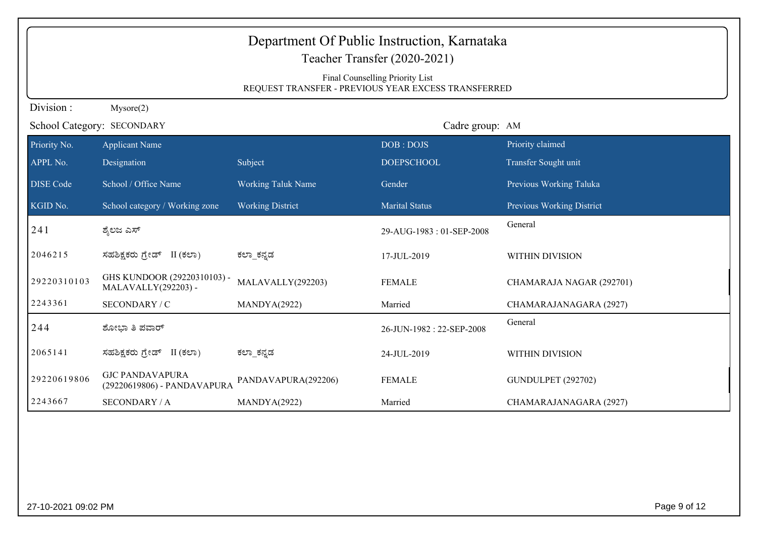# Department Of Public Instruction, Karnataka

## Teacher Transfer (2020-2021)

Final Counselling Priority List

REQUEST TRANSFER - PREVIOUS YEAR EXCESS TRANSFERRED

Division : Mysore(2)

School Category: SECONDARY

Cadre group: AM

| Priority No. / APPL No. / DISE Code / KGID No. | Applicant Name / Designation / School / Office Name / School category / Working zone | Subject / Working Taluk Name / Working District | DOB : DOJS / DOEPSCHOOL / Gender / Marital Status | Priority claimed / Transfer Sought unit / Previous Working Taluka / Previous Working District |
|---|---|---|---|---|
| 241 | ಶೈಲಜ ಎಸ್ | | 29-AUG-1983 : 01-SEP-2008 | General |
| 2046215 | ಸಹಶಿಕ್ಷಕರು ಗ್ರೇಡ್ II (ಕಲಾ) | ಕಲಾ_ಕನ್ನಡ | 17-JUL-2019 | WITHIN DIVISION |
| 29220310103 | GHS KUNDOOR (29220310103) - MALAVALLY(292203) - | MALAVALLY(292203) | FEMALE | CHAMARAJA NAGAR (292701) |
| 2243361 | SECONDARY / C | MANDYA(2922) | Married | CHAMARAJANAGARA (2927) |
| 244 | ಶೋಭಾ ತಿ ಪವಾರ್ | | 26-JUN-1982 : 22-SEP-2008 | General |
| 2065141 | ಸಹಶಿಕ್ಷಕರು ಗ್ರೇಡ್ II (ಕಲಾ) | ಕಲಾ_ಕನ್ನಡ | 24-JUL-2019 | WITHIN DIVISION |
| 29220619806 | GJC PANDAVAPURA (29220619806) - PANDAVAPURA | PANDAVAPURA(292206) | FEMALE | GUNDULPET (292702) |
| 2243667 | SECONDARY / A | MANDYA(2922) | Married | CHAMARAJANAGARA (2927) |

27-10-2021 09:02 PM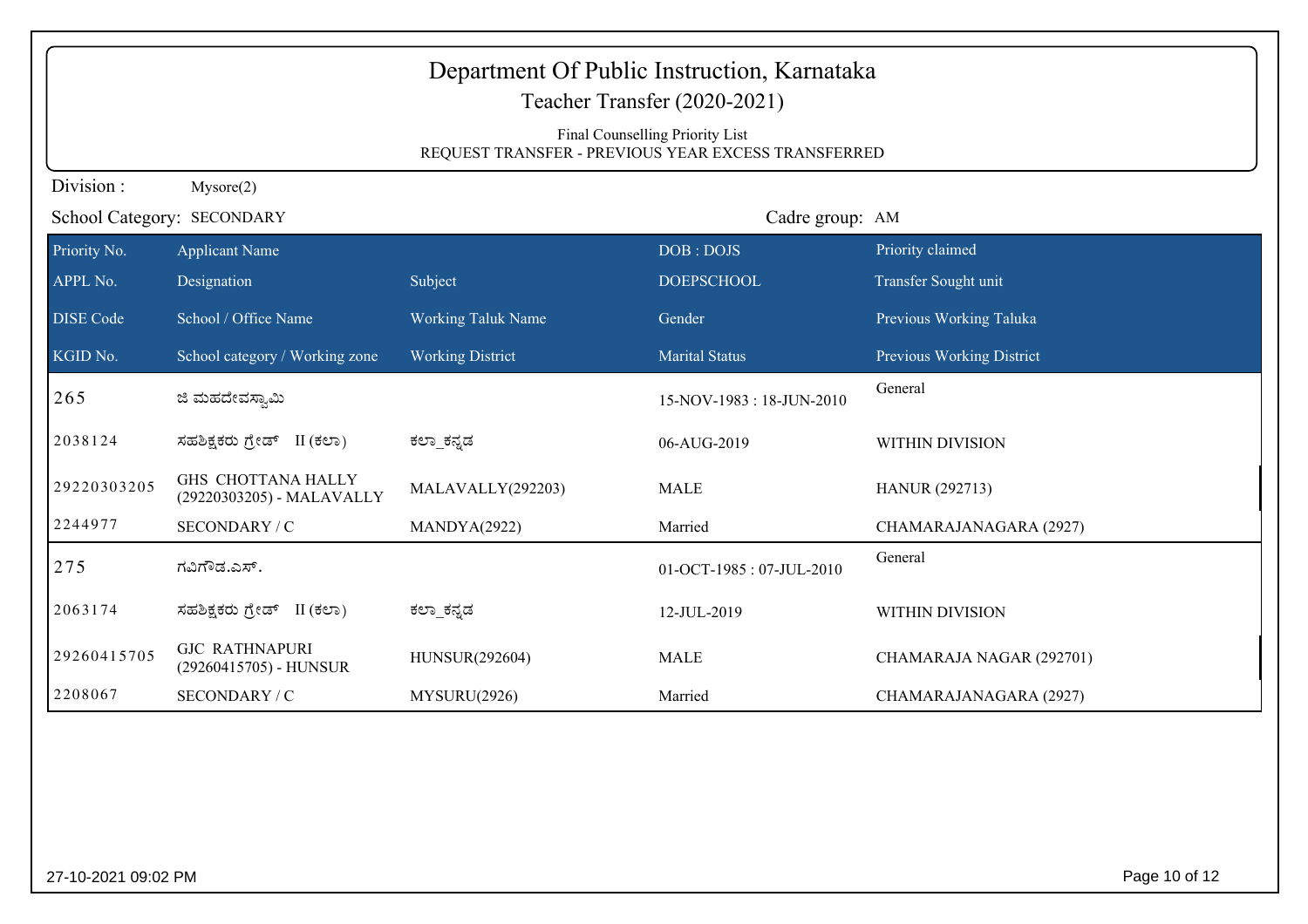# Department Of Public Instruction, Karnataka

## Teacher Transfer (2020-2021)

Final Counselling Priority List
REQUEST TRANSFER - PREVIOUS YEAR EXCESS TRANSFERRED

Division : Mysore(2)

School Category: SECONDARY

Cadre group: AM

| Priority No. | Applicant Name | | DOB : DOJS | Priority claimed |
|---|---|---|---|---|
| APPL No. | Designation | Subject | DOEPSCHOOL | Transfer Sought unit |
| DISE Code | School / Office Name | Working Taluk Name | Gender | Previous Working Taluka |
| KGID No. | School category / Working zone | Working District | Marital Status | Previous Working District |
| 265 | ಜಿ ಮಹದೇವಸ್ವಾಮಿ | | 15-NOV-1983 : 18-JUN-2010 | General |
| 2038124 | ಸಹಶಿಕ್ಷಕರು ಗ್ರೇಡ್ II (ಕಲಾ) | ಕಲಾ_ಕನ್ನಡ | 06-AUG-2019 | WITHIN DIVISION |
| 29220303205 | GHS CHOTTANA HALLY (29220303205) - MALAVALLY | MALAVALLY(292203) | MALE | HANUR (292713) |
| 2244977 | SECONDARY / C | MANDYA(2922) | Married | CHAMARAJANAGARA (2927) |
| 275 | ಗವಿಗೌಡ.ಎಸ್. | | 01-OCT-1985 : 07-JUL-2010 | General |
| 2063174 | ಸಹಶಿಕ್ಷಕರು ಗ್ರೇಡ್ II (ಕಲಾ) | ಕಲಾ_ಕನ್ನಡ | 12-JUL-2019 | WITHIN DIVISION |
| 29260415705 | GJC RATHNAPURI (29260415705) - HUNSUR | HUNSUR(292604) | MALE | CHAMARAJA NAGAR (292701) |
| 2208067 | SECONDARY / C | MYSURU(2926) | Married | CHAMARAJANAGARA (2927) |

27-10-2021 09:02 PM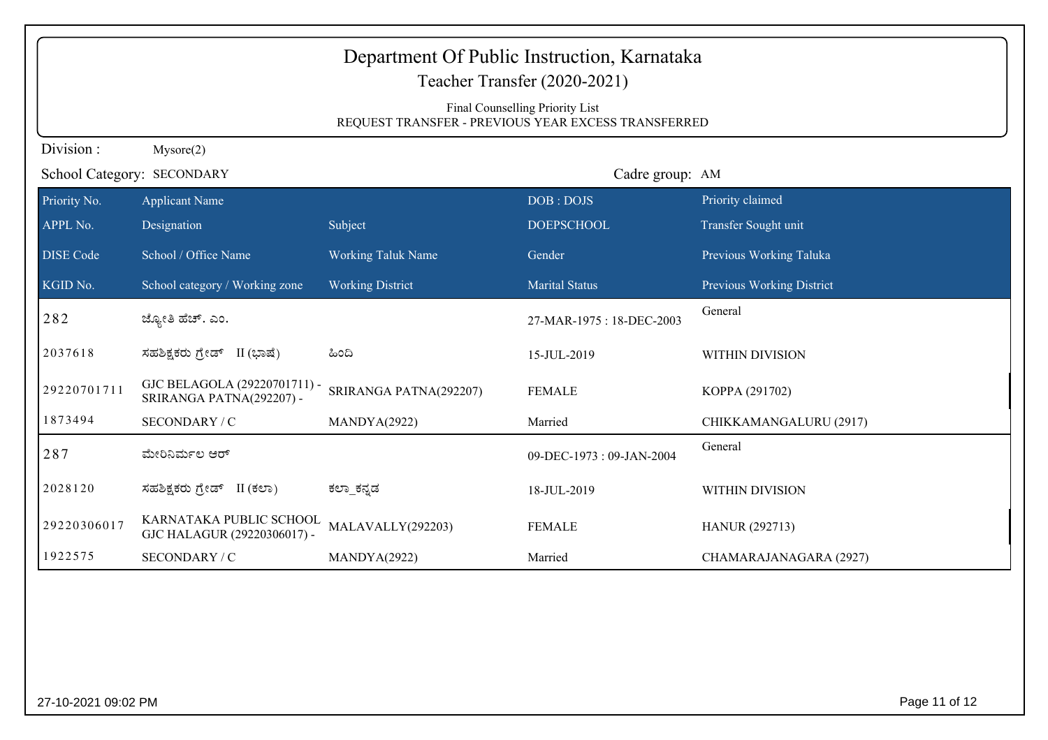# Department Of Public Instruction, Karnataka

## Teacher Transfer (2020-2021)

### Final Counselling Priority List

### REQUEST TRANSFER - PREVIOUS YEAR EXCESS TRANSFERRED

Division : Mysore(2)

School Category: SECONDARY

Cadre group: AM

| Priority No. / APPL No. / DISE Code / KGID No. | Applicant Name / Designation / School / Office Name / School category / Working zone | Subject / Working Taluk Name / Working District | DOB : DOJS / DOEPSCHOOL / Gender / Marital Status | Priority claimed / Transfer Sought unit / Previous Working Taluka / Previous Working District |
|---|---|---|---|---|
| 282 | ಜ್ಯೋತಿ ಹೆಚ್. ಎಂ. | | 27-MAR-1975 : 18-DEC-2003 | General |
| 2037618 | ಸಹಶಿಕ್ಷಕರು ಗ್ರೇಡ್ II (ಭಾಷೆ) | ಹಿಂದಿ | 15-JUL-2019 | WITHIN DIVISION |
| 29220701711 | GJC BELAGOLA (29220701711) - SRIRANGA PATNA(292207) - | SRIRANGA PATNA(292207) | FEMALE | KOPPA (291702) |
| 1873494 | SECONDARY / C | MANDYA(2922) | Married | CHIKKAMANGALURU (2917) |
| 287 | ಮೇರಿನಿರ್ಮಲ ಆರ್ | | 09-DEC-1973 : 09-JAN-2004 | General |
| 2028120 | ಸಹಶಿಕ್ಷಕರು ಗ್ರೇಡ್ II (ಕಲಾ) | ಕಲಾ_ಕನ್ನಡ | 18-JUL-2019 | WITHIN DIVISION |
| 29220306017 | KARNATAKA PUBLIC SCHOOL GJC HALAGUR (29220306017) - | MALAVALLY(292203) | FEMALE | HANUR (292713) |
| 1922575 | SECONDARY / C | MANDYA(2922) | Married | CHAMARAJANAGARA (2927) |

27-10-2021 09:02 PM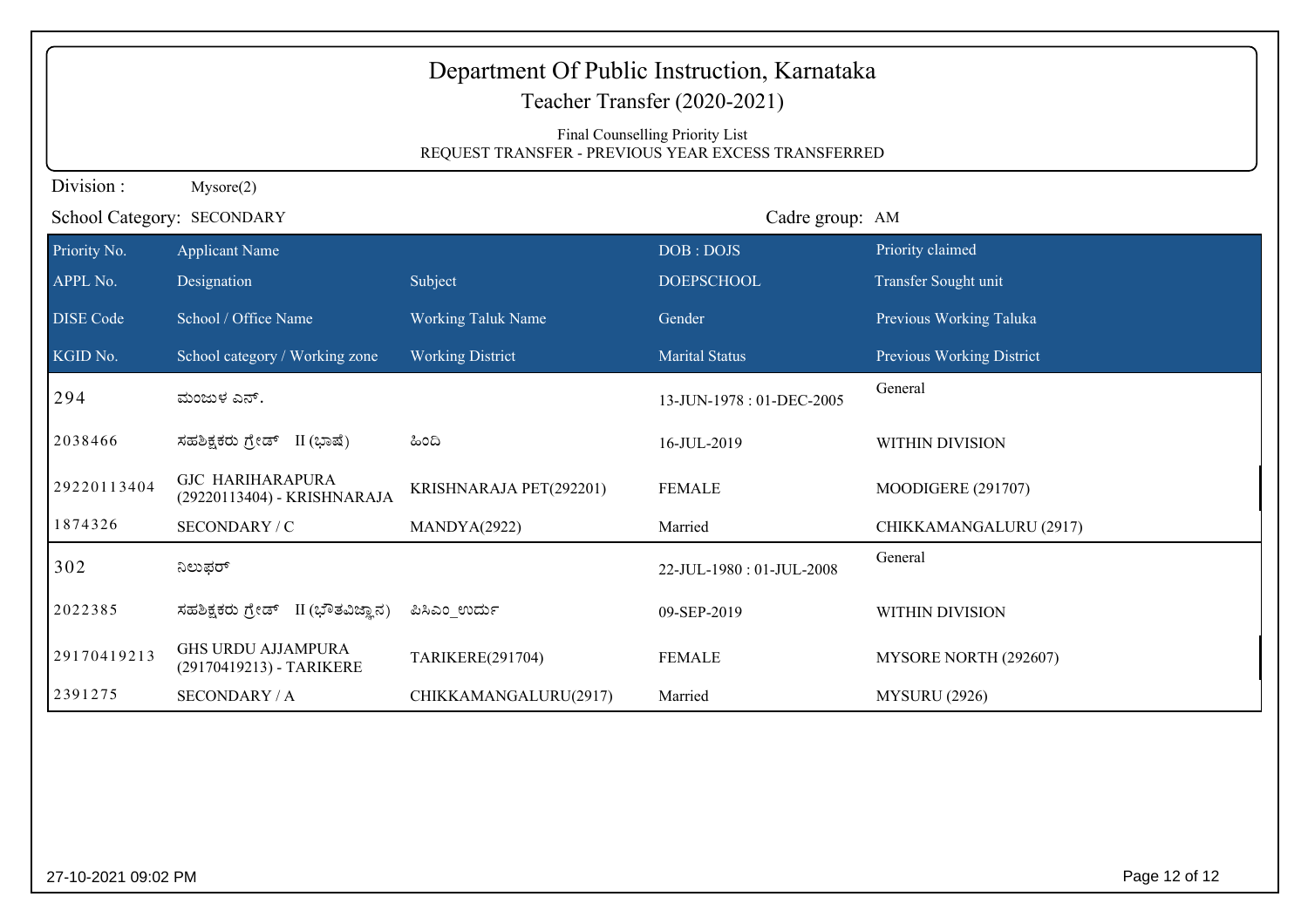# Department Of Public Instruction, Karnataka

## Teacher Transfer (2020-2021)

Final Counselling Priority List
REQUEST TRANSFER - PREVIOUS YEAR EXCESS TRANSFERRED

Division : Mysore(2)

School Category: SECONDARY

Cadre group: AM

| Priority No. / APPL No. / DISE Code / KGID No. | Applicant Name / Designation / School / Office Name / School category / Working zone | Subject / Working Taluk Name / Working District | DOB : DOJS / DOEPSCHOOL / Gender / Marital Status | Priority claimed / Transfer Sought unit / Previous Working Taluka / Previous Working District |
|---|---|---|---|---|
| 294 | ಮಂಜುಳ ಎನ್. | | 13-JUN-1978 : 01-DEC-2005 | General |
| 2038466 | ಸಹಶಿಕ್ಷಕರು ಗ್ರೇಡ್ II (ಭಾಷೆ) | ಹಿಂದಿ | 16-JUL-2019 | WITHIN DIVISION |
| 29220113404 | GJC HARIHARAPURA (29220113404) - KRISHNARAJA | KRISHNARAJA PET(292201) | FEMALE | MOODIGERE (291707) |
| 1874326 | SECONDARY / C | MANDYA(2922) | Married | CHIKKAMANGALURU (2917) |
| 302 | ನಿಲುಫರ್ | | 22-JUL-1980 : 01-JUL-2008 | General |
| 2022385 | ಸಹಶಿಕ್ಷಕರು ಗ್ರೇಡ್ II (ಭೌತವಿಜ್ಞಾನ) | ಪಿಸಿಎಂ_ಉರ್ದು | 09-SEP-2019 | WITHIN DIVISION |
| 29170419213 | GHS URDU AJJAMPURA (29170419213) - TARIKERE | TARIKERE(291704) | FEMALE | MYSORE NORTH (292607) |
| 2391275 | SECONDARY / A | CHIKKAMANGALURU(2917) | Married | MYSURU (2926) |

27-10-2021 09:02 PM